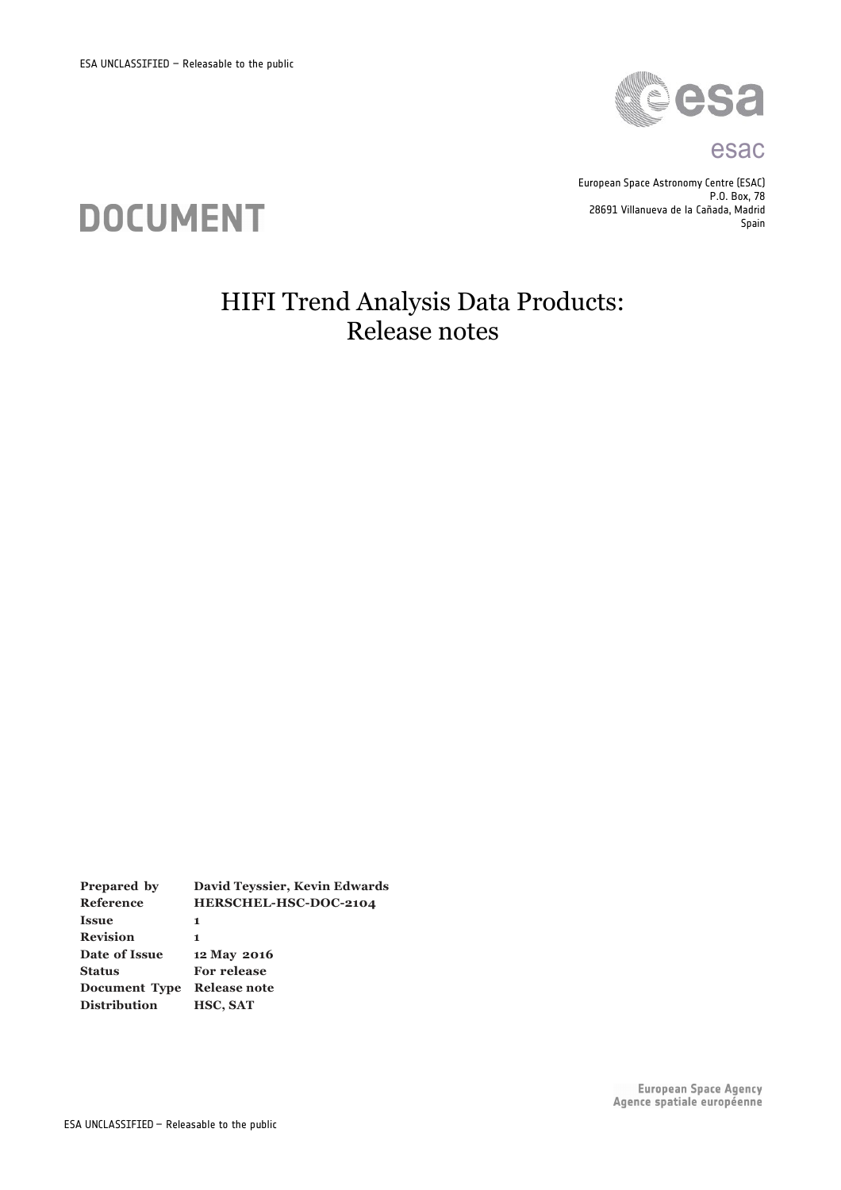ESA UNCLASSIFIED – Releasable to the public

esac

European Space Astronomy Centre (ESAC)
P.O. Box, 78
28691 Villanueva de la Cañada, Madrid
Spain

# DOCUMENT

# HIFI Trend Analysis Data Products: Release notes

| | |
|---|---|
| **Prepared by** | **David Teyssier, Kevin Edwards** |
| **Reference** | **HERSCHEL-HSC-DOC-2104** |
| **Issue** | **1** |
| **Revision** | **1** |
| **Date of Issue** | **12 May 2016** |
| **Status** | **For release** |
| **Document Type** | **Release note** |
| **Distribution** | **HSC, SAT** |

European Space Agency
Agence spatiale européenne

ESA UNCLASSIFIED – Releasable to the public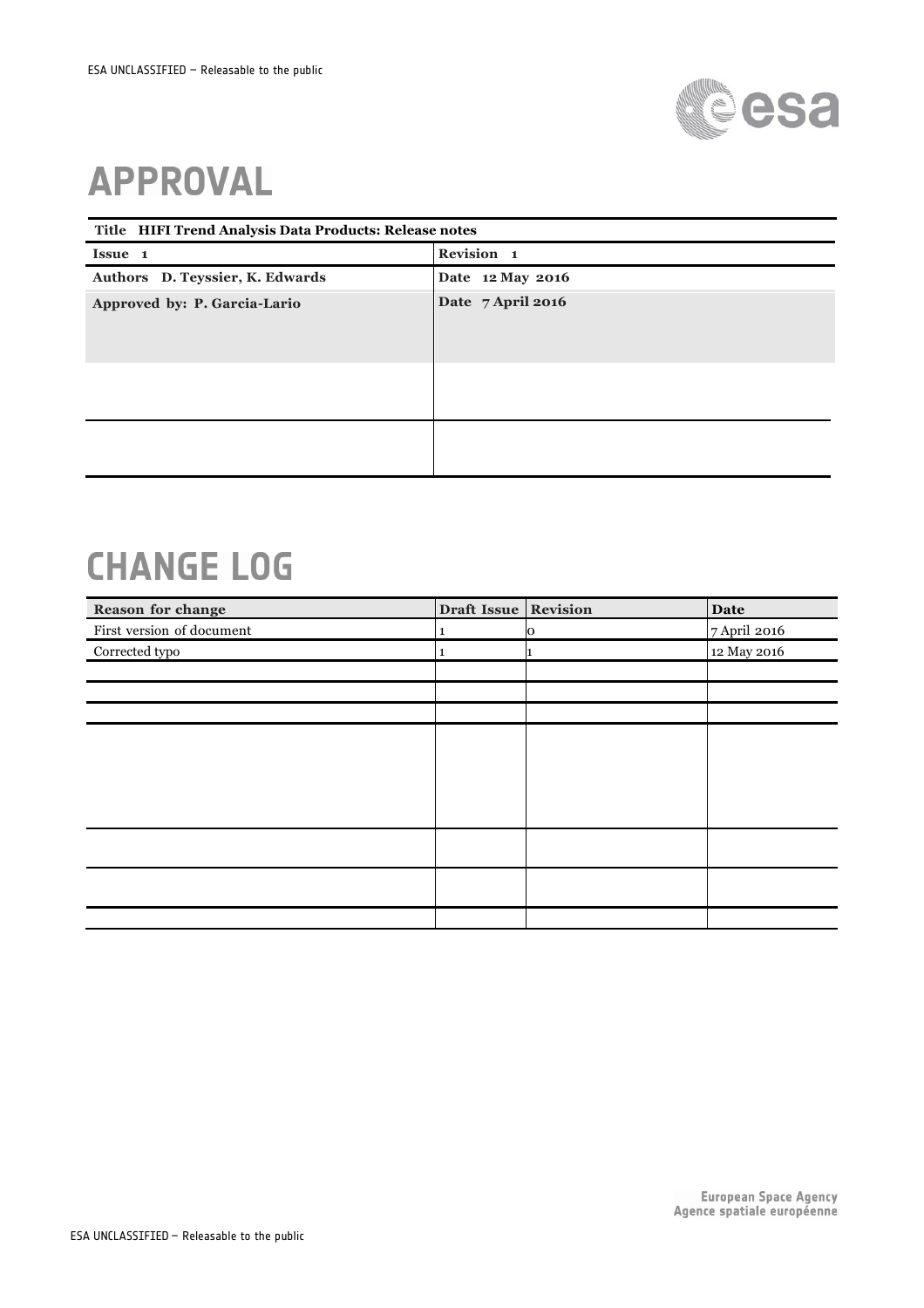# APPROVAL

| Title HIFI Trend Analysis Data Products: Release notes | |
|---|---|
| **Issue 1** | **Revision 1** |
| **Authors D. Teyssier, K. Edwards** | **Date 12 May 2016** |
| **Approved by: P. Garcia-Lario** | **Date 7 April 2016** |
| | |
| | |

# CHANGE LOG

| Reason for change | Draft Issue | Revision | Date |
|---|---|---|---|
| First version of document | 1 | 0 | 7 April 2016 |
| Corrected typo | 1 | 1 | 12 May 2016 |
| | | | |
| | | | |
| | | | |
| | | | |
| | | | |
| | | | |
| | | | |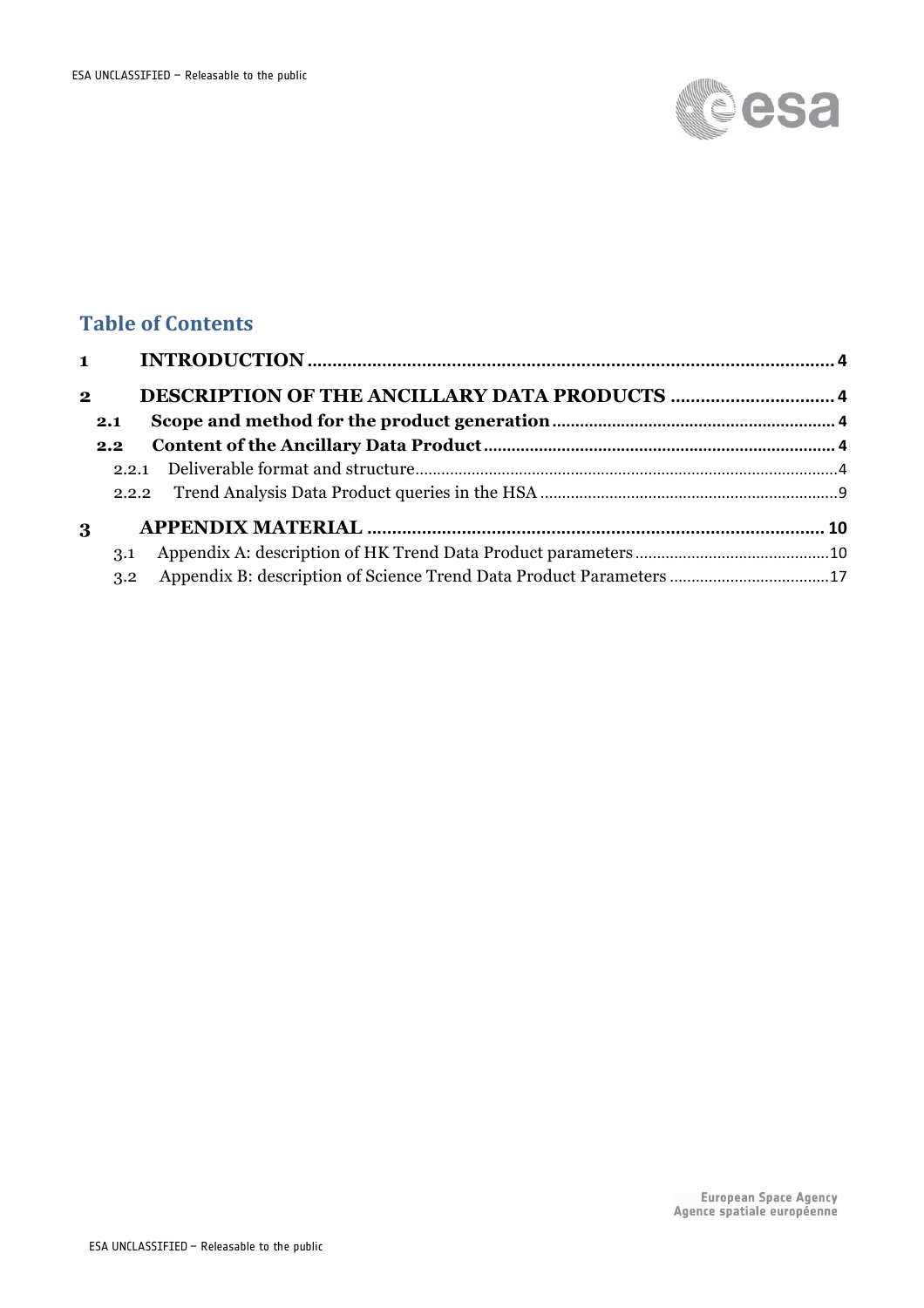## Table of Contents

1 INTRODUCTION .......... 4

2 DESCRIPTION OF THE ANCILLARY DATA PRODUCTS .......... 4

- 2.1 Scope and method for the product generation .......... 4
- 2.2 Content of the Ancillary Data Product .......... 4
  - 2.2.1 Deliverable format and structure .......... 4
  - 2.2.2 Trend Analysis Data Product queries in the HSA .......... 9

3 APPENDIX MATERIAL .......... 10

- 3.1 Appendix A: description of HK Trend Data Product parameters .......... 10
- 3.2 Appendix B: description of Science Trend Data Product Parameters .......... 17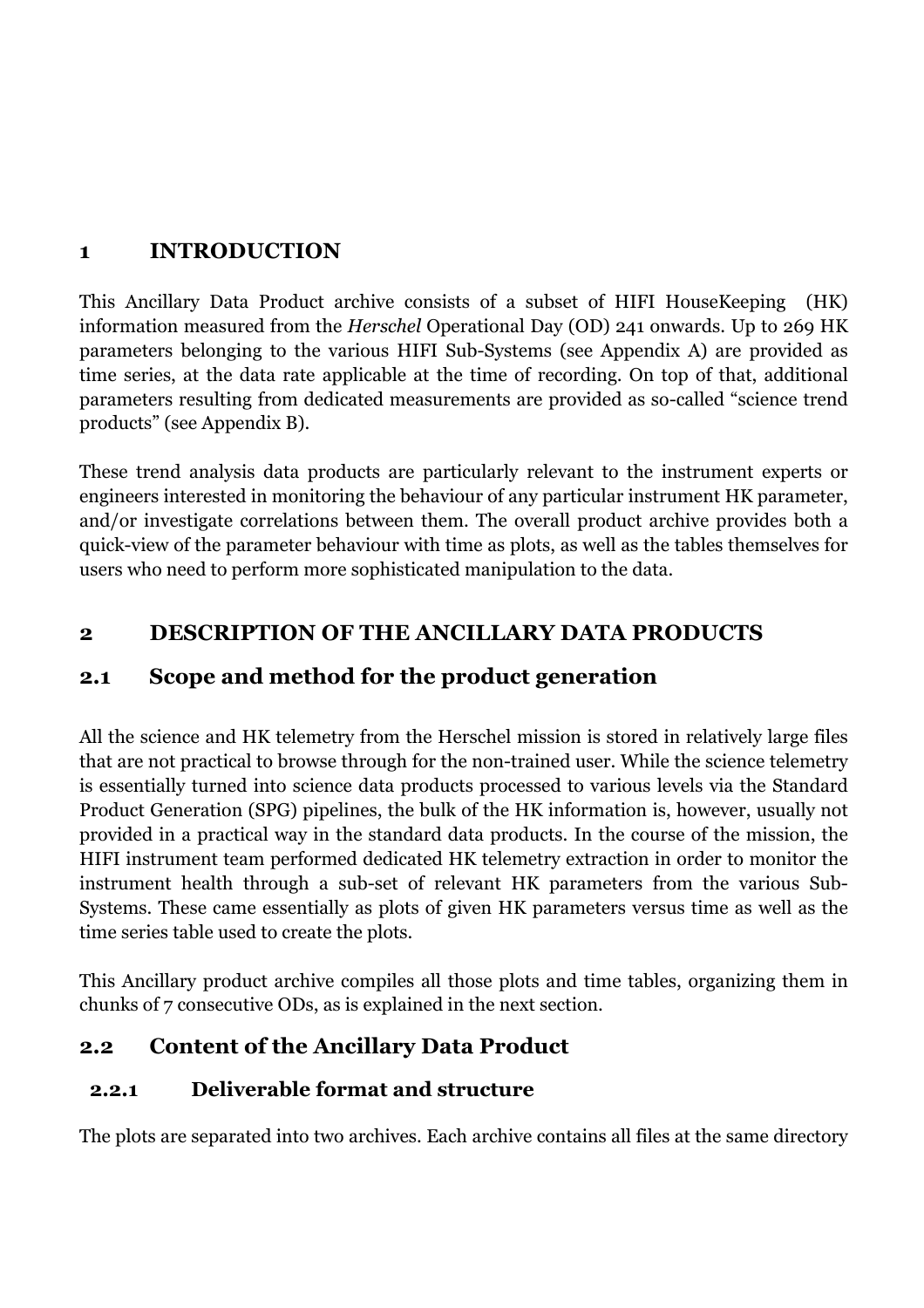# 1 INTRODUCTION

This Ancillary Data Product archive consists of a subset of HIFI HouseKeeping (HK) information measured from the *Herschel* Operational Day (OD) 241 onwards. Up to 269 HK parameters belonging to the various HIFI Sub-Systems (see Appendix A) are provided as time series, at the data rate applicable at the time of recording. On top of that, additional parameters resulting from dedicated measurements are provided as so-called "science trend products" (see Appendix B).

These trend analysis data products are particularly relevant to the instrument experts or engineers interested in monitoring the behaviour of any particular instrument HK parameter, and/or investigate correlations between them. The overall product archive provides both a quick-view of the parameter behaviour with time as plots, as well as the tables themselves for users who need to perform more sophisticated manipulation to the data.

# 2 DESCRIPTION OF THE ANCILLARY DATA PRODUCTS

## 2.1 Scope and method for the product generation

All the science and HK telemetry from the Herschel mission is stored in relatively large files that are not practical to browse through for the non-trained user. While the science telemetry is essentially turned into science data products processed to various levels via the Standard Product Generation (SPG) pipelines, the bulk of the HK information is, however, usually not provided in a practical way in the standard data products. In the course of the mission, the HIFI instrument team performed dedicated HK telemetry extraction in order to monitor the instrument health through a sub-set of relevant HK parameters from the various Sub-Systems. These came essentially as plots of given HK parameters versus time as well as the time series table used to create the plots.

This Ancillary product archive compiles all those plots and time tables, organizing them in chunks of 7 consecutive ODs, as is explained in the next section.

## 2.2 Content of the Ancillary Data Product

### 2.2.1 Deliverable format and structure

The plots are separated into two archives. Each archive contains all files at the same directory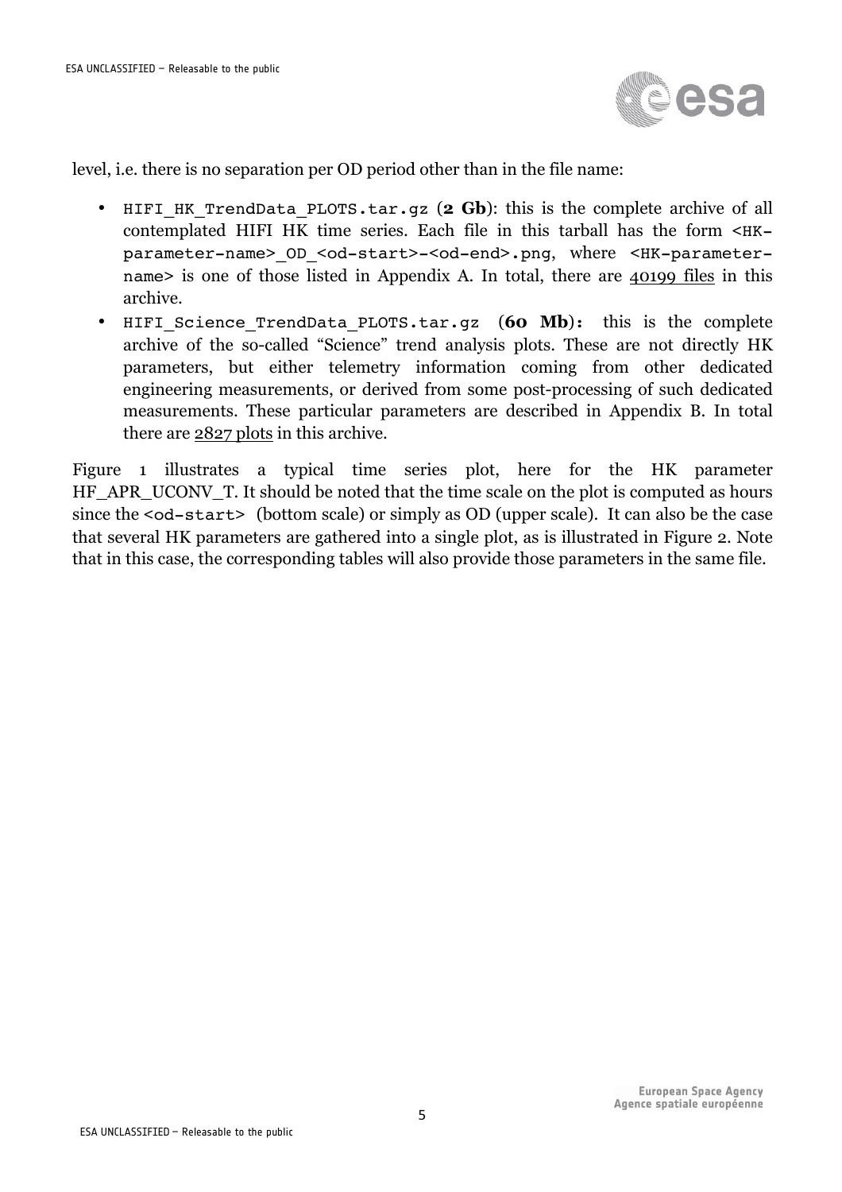level, i.e. there is no separation per OD period other than in the file name:

- `HIFI_HK_TrendData_PLOTS.tar.gz` (**2 Gb**): this is the complete archive of all contemplated HIFI HK time series. Each file in this tarball has the form `<HK-parameter-name>_OD_<od-start>-<od-end>.png`, where `<HK-parameter-name>` is one of those listed in Appendix A. In total, there are <u>40199 files</u> in this archive.
- `HIFI_Science_TrendData_PLOTS.tar.gz` (**60 Mb**): this is the complete archive of the so-called "Science" trend analysis plots. These are not directly HK parameters, but either telemetry information coming from other dedicated engineering measurements, or derived from some post-processing of such dedicated measurements. These particular parameters are described in Appendix B. In total there are <u>2827 plots</u> in this archive.

Figure 1 illustrates a typical time series plot, here for the HK parameter HF_APR_UCONV_T. It should be noted that the time scale on the plot is computed as hours since the `<od-start>` (bottom scale) or simply as OD (upper scale). It can also be the case that several HK parameters are gathered into a single plot, as is illustrated in Figure 2. Note that in this case, the corresponding tables will also provide those parameters in the same file.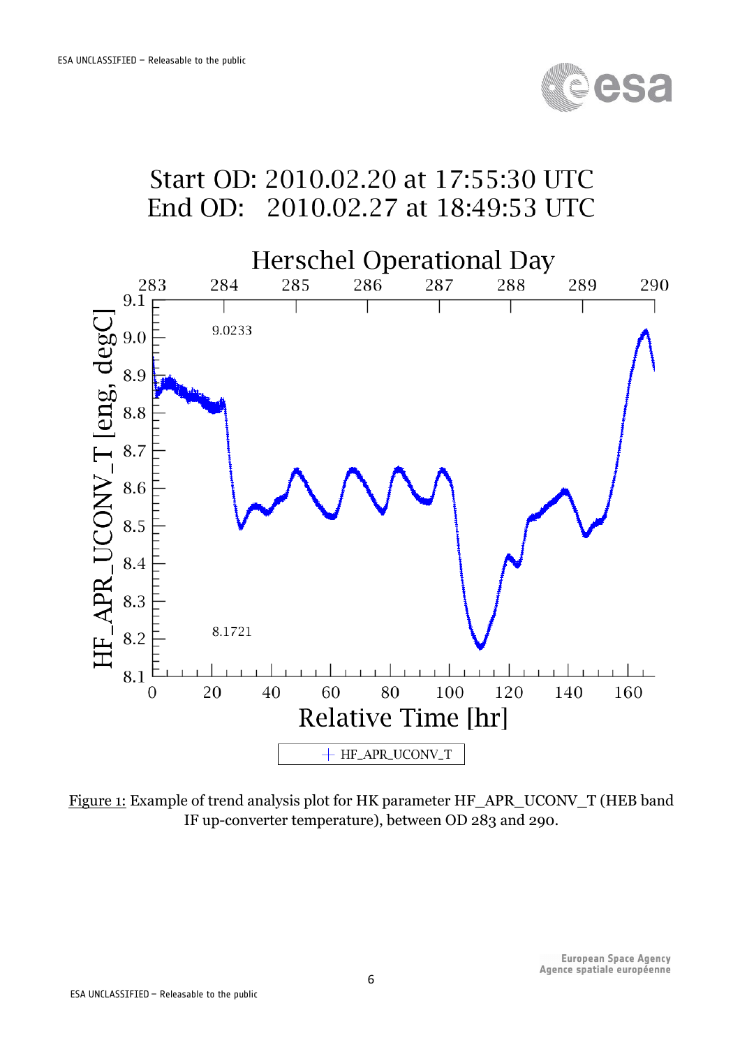Start OD: 2010.02.20 at 17:55:30 UTC
End OD: 2010.02.27 at 18:49:53 UTC

Figure 1: Example of trend analysis plot for HK parameter HF_APR_UCONV_T (HEB band IF up-converter temperature), between OD 283 and 290.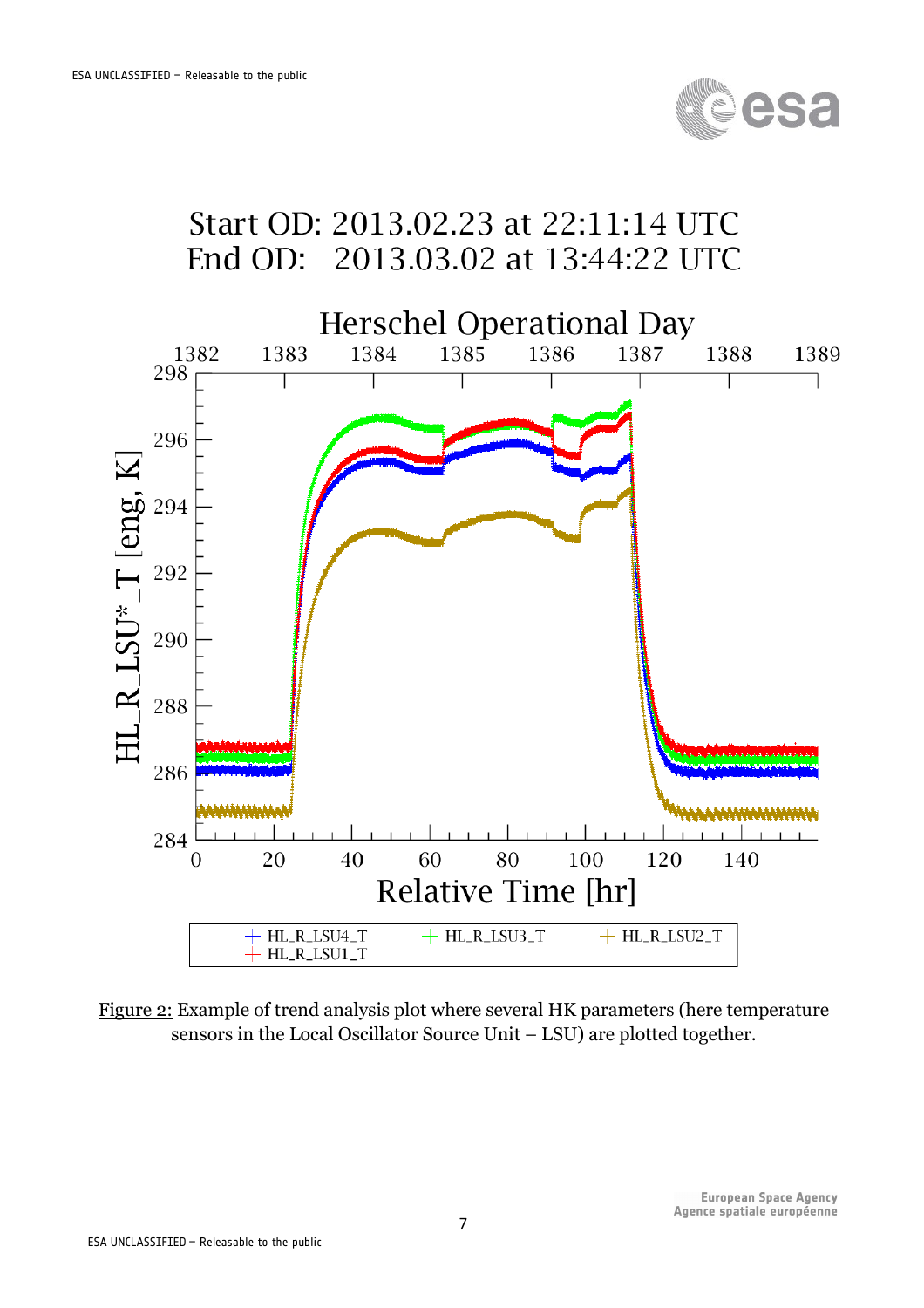Start OD: 2013.02.23 at 22:11:14 UTC
End OD: 2013.03.02 at 13:44:22 UTC

Figure 2: Example of trend analysis plot where several HK parameters (here temperature sensors in the Local Oscillator Source Unit – LSU) are plotted together.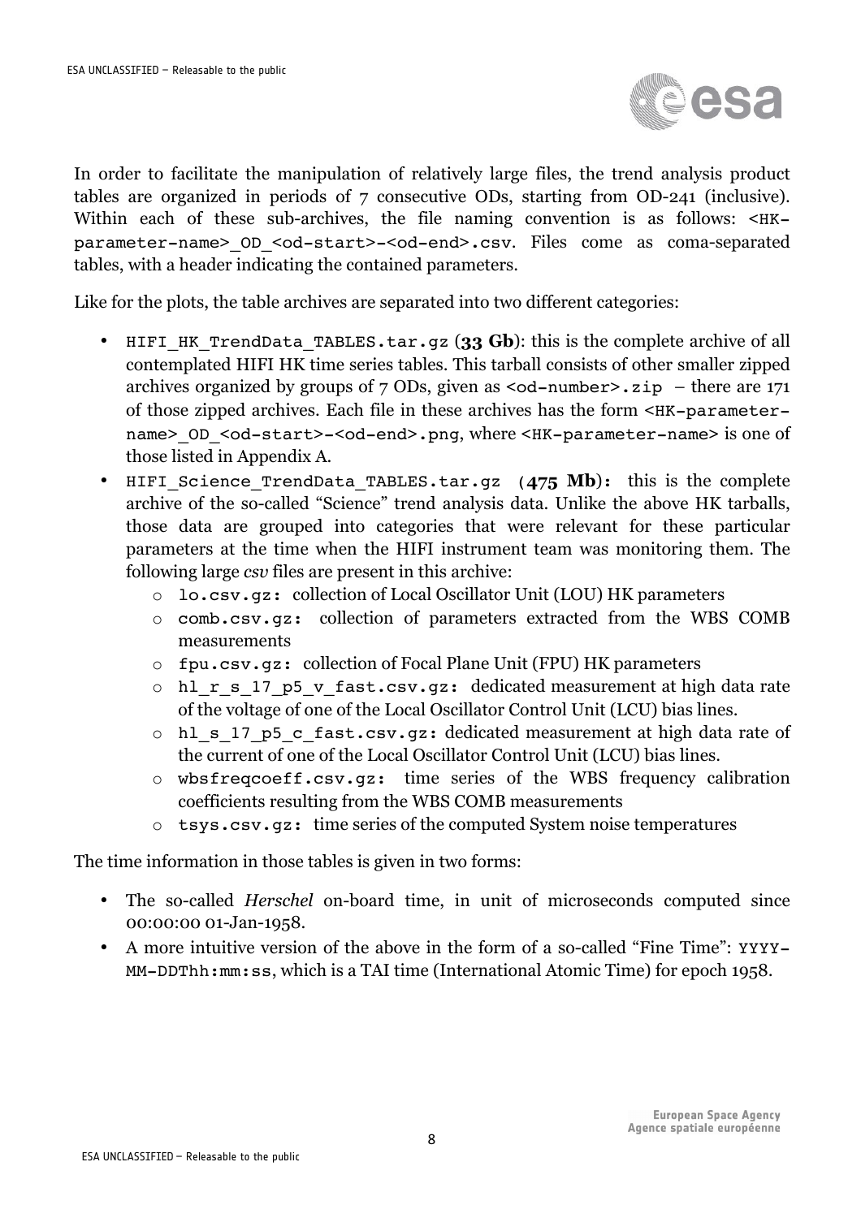In order to facilitate the manipulation of relatively large files, the trend analysis product tables are organized in periods of 7 consecutive ODs, starting from OD-241 (inclusive). Within each of these sub-archives, the file naming convention is as follows: `<HK-parameter-name>_OD_<od-start>-<od-end>.csv`. Files come as coma-separated tables, with a header indicating the contained parameters.

Like for the plots, the table archives are separated into two different categories:

- `HIFI_HK_TrendData_TABLES.tar.gz` (**33 Gb**): this is the complete archive of all contemplated HIFI HK time series tables. This tarball consists of other smaller zipped archives organized by groups of 7 ODs, given as `<od-number>.zip` – there are 171 of those zipped archives. Each file in these archives has the form `<HK-parameter-name>_OD_<od-start>-<od-end>.png`, where `<HK-parameter-name>` is one of those listed in Appendix A.
- `HIFI_Science_TrendData_TABLES.tar.gz` (**475 Mb**): this is the complete archive of the so-called "Science" trend analysis data. Unlike the above HK tarballs, those data are grouped into categories that were relevant for these particular parameters at the time when the HIFI instrument team was monitoring them. The following large *csv* files are present in this archive:
  - `lo.csv.gz:` collection of Local Oscillator Unit (LOU) HK parameters
  - `comb.csv.gz:` collection of parameters extracted from the WBS COMB measurements
  - `fpu.csv.gz:` collection of Focal Plane Unit (FPU) HK parameters
  - `hl_r_s_17_p5_v_fast.csv.gz:` dedicated measurement at high data rate of the voltage of one of the Local Oscillator Control Unit (LCU) bias lines.
  - `hl_s_17_p5_c_fast.csv.gz:` dedicated measurement at high data rate of the current of one of the Local Oscillator Control Unit (LCU) bias lines.
  - `wbsfreqcoeff.csv.gz:` time series of the WBS frequency calibration coefficients resulting from the WBS COMB measurements
  - `tsys.csv.gz:` time series of the computed System noise temperatures

The time information in those tables is given in two forms:

- The so-called *Herschel* on-board time, in unit of microseconds computed since 00:00:00 01-Jan-1958.
- A more intuitive version of the above in the form of a so-called "Fine Time": `YYYY-MM-DDThh:mm:ss`, which is a TAI time (International Atomic Time) for epoch 1958.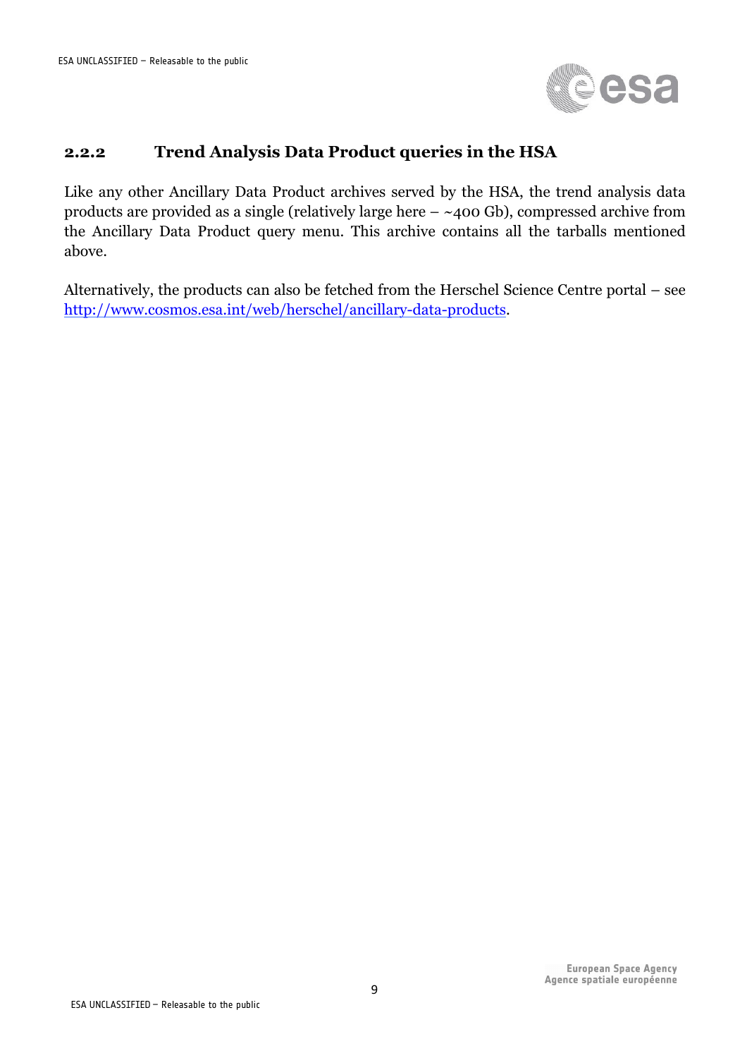### 2.2.2 Trend Analysis Data Product queries in the HSA

Like any other Ancillary Data Product archives served by the HSA, the trend analysis data products are provided as a single (relatively large here – ~400 Gb), compressed archive from the Ancillary Data Product query menu. This archive contains all the tarballs mentioned above.

Alternatively, the products can also be fetched from the Herschel Science Centre portal – see [http://www.cosmos.esa.int/web/herschel/ancillary-data-products](http://www.cosmos.esa.int/web/herschel/ancillary-data-products).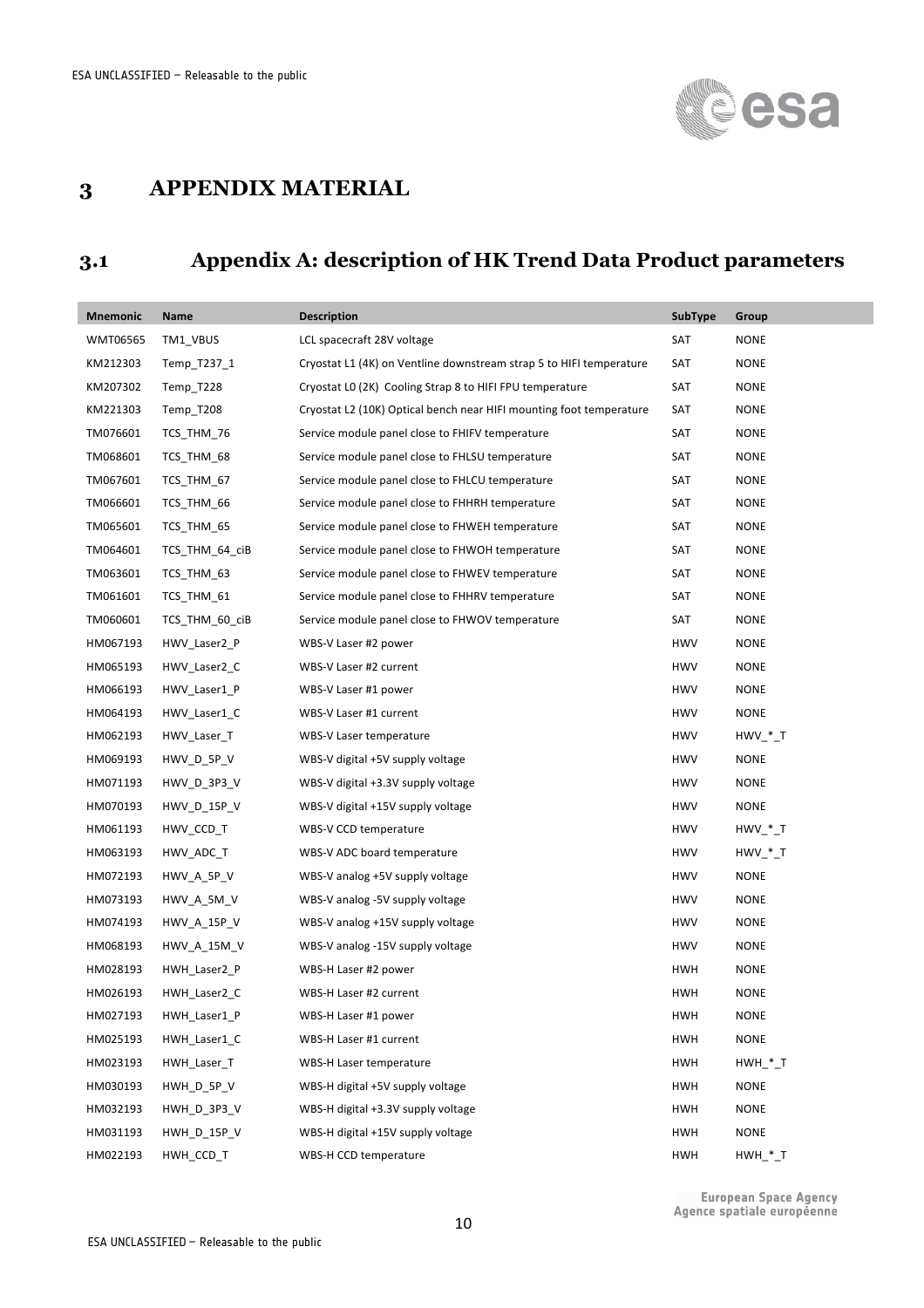# 3 APPENDIX MATERIAL

## 3.1 Appendix A: description of HK Trend Data Product parameters

| Mnemonic | Name | Description | SubType | Group |
|---|---|---|---|---|
| WMT06565 | TM1_VBUS | LCL spacecraft 28V voltage | SAT | NONE |
| KM212303 | Temp_T237_1 | Cryostat L1 (4K) on Ventline downstream strap 5 to HIFI temperature | SAT | NONE |
| KM207302 | Temp_T228 | Cryostat L0 (2K) Cooling Strap 8 to HIFI FPU temperature | SAT | NONE |
| KM221303 | Temp_T208 | Cryostat L2 (10K) Optical bench near HIFI mounting foot temperature | SAT | NONE |
| TM076601 | TCS_THM_76 | Service module panel close to FHIFV temperature | SAT | NONE |
| TM068601 | TCS_THM_68 | Service module panel close to FHLSU temperature | SAT | NONE |
| TM067601 | TCS_THM_67 | Service module panel close to FHLCU temperature | SAT | NONE |
| TM066601 | TCS_THM_66 | Service module panel close to FHHRH temperature | SAT | NONE |
| TM065601 | TCS_THM_65 | Service module panel close to FHWEH temperature | SAT | NONE |
| TM064601 | TCS_THM_64_ciB | Service module panel close to FHWOH temperature | SAT | NONE |
| TM063601 | TCS_THM_63 | Service module panel close to FHWEV temperature | SAT | NONE |
| TM061601 | TCS_THM_61 | Service module panel close to FHHRV temperature | SAT | NONE |
| TM060601 | TCS_THM_60_ciB | Service module panel close to FHWOV temperature | SAT | NONE |
| HM067193 | HWV_Laser2_P | WBS-V Laser #2 power | HWV | NONE |
| HM065193 | HWV_Laser2_C | WBS-V Laser #2 current | HWV | NONE |
| HM066193 | HWV_Laser1_P | WBS-V Laser #1 power | HWV | NONE |
| HM064193 | HWV_Laser1_C | WBS-V Laser #1 current | HWV | NONE |
| HM062193 | HWV_Laser_T | WBS-V Laser temperature | HWV | HWV_*_T |
| HM069193 | HWV_D_5P_V | WBS-V digital +5V supply voltage | HWV | NONE |
| HM071193 | HWV_D_3P3_V | WBS-V digital +3.3V supply voltage | HWV | NONE |
| HM070193 | HWV_D_15P_V | WBS-V digital +15V supply voltage | HWV | NONE |
| HM061193 | HWV_CCD_T | WBS-V CCD temperature | HWV | HWV_*_T |
| HM063193 | HWV_ADC_T | WBS-V ADC board temperature | HWV | HWV_*_T |
| HM072193 | HWV_A_5P_V | WBS-V analog +5V supply voltage | HWV | NONE |
| HM073193 | HWV_A_5M_V | WBS-V analog -5V supply voltage | HWV | NONE |
| HM074193 | HWV_A_15P_V | WBS-V analog +15V supply voltage | HWV | NONE |
| HM068193 | HWV_A_15M_V | WBS-V analog -15V supply voltage | HWV | NONE |
| HM028193 | HWH_Laser2_P | WBS-H Laser #2 power | HWH | NONE |
| HM026193 | HWH_Laser2_C | WBS-H Laser #2 current | HWH | NONE |
| HM027193 | HWH_Laser1_P | WBS-H Laser #1 power | HWH | NONE |
| HM025193 | HWH_Laser1_C | WBS-H Laser #1 current | HWH | NONE |
| HM023193 | HWH_Laser_T | WBS-H Laser temperature | HWH | HWH_*_T |
| HM030193 | HWH_D_5P_V | WBS-H digital +5V supply voltage | HWH | NONE |
| HM032193 | HWH_D_3P3_V | WBS-H digital +3.3V supply voltage | HWH | NONE |
| HM031193 | HWH_D_15P_V | WBS-H digital +15V supply voltage | HWH | NONE |
| HM022193 | HWH_CCD_T | WBS-H CCD temperature | HWH | HWH_*_T |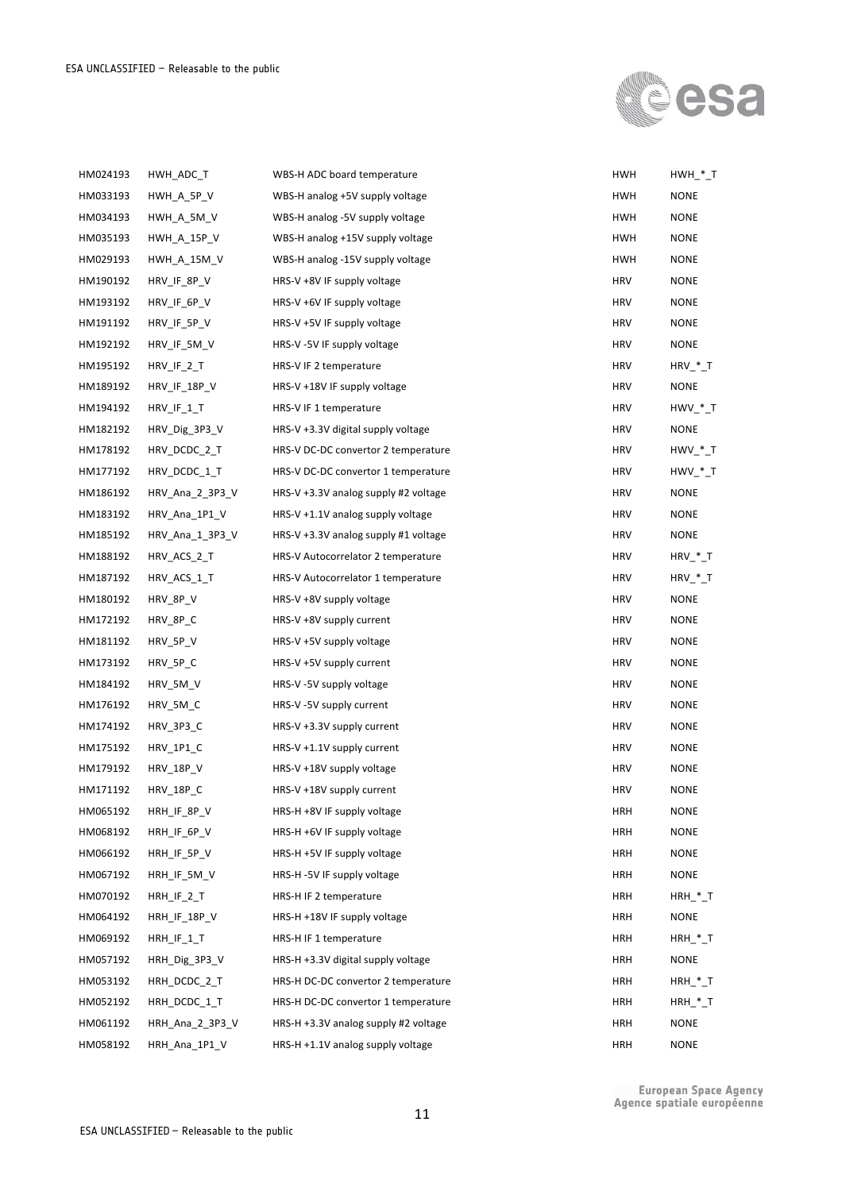| | | | | |
|---|---|---|---|---|
| HM024193 | HWH_ADC_T | WBS-H ADC board temperature | HWH | HWH_*_T |
| HM033193 | HWH_A_5P_V | WBS-H analog +5V supply voltage | HWH | NONE |
| HM034193 | HWH_A_5M_V | WBS-H analog -5V supply voltage | HWH | NONE |
| HM035193 | HWH_A_15P_V | WBS-H analog +15V supply voltage | HWH | NONE |
| HM029193 | HWH_A_15M_V | WBS-H analog -15V supply voltage | HWH | NONE |
| HM190192 | HRV_IF_8P_V | HRS-V +8V IF supply voltage | HRV | NONE |
| HM193192 | HRV_IF_6P_V | HRS-V +6V IF supply voltage | HRV | NONE |
| HM191192 | HRV_IF_5P_V | HRS-V +5V IF supply voltage | HRV | NONE |
| HM192192 | HRV_IF_5M_V | HRS-V -5V IF supply voltage | HRV | NONE |
| HM195192 | HRV_IF_2_T | HRS-V IF 2 temperature | HRV | HRV_*_T |
| HM189192 | HRV_IF_18P_V | HRS-V +18V IF supply voltage | HRV | NONE |
| HM194192 | HRV_IF_1_T | HRS-V IF 1 temperature | HRV | HWV_*_T |
| HM182192 | HRV_Dig_3P3_V | HRS-V +3.3V digital supply voltage | HRV | NONE |
| HM178192 | HRV_DCDC_2_T | HRS-V DC-DC convertor 2 temperature | HRV | HWV_*_T |
| HM177192 | HRV_DCDC_1_T | HRS-V DC-DC convertor 1 temperature | HRV | HWV_*_T |
| HM186192 | HRV_Ana_2_3P3_V | HRS-V +3.3V analog supply #2 voltage | HRV | NONE |
| HM183192 | HRV_Ana_1P1_V | HRS-V +1.1V analog supply voltage | HRV | NONE |
| HM185192 | HRV_Ana_1_3P3_V | HRS-V +3.3V analog supply #1 voltage | HRV | NONE |
| HM188192 | HRV_ACS_2_T | HRS-V Autocorrelator 2 temperature | HRV | HRV_*_T |
| HM187192 | HRV_ACS_1_T | HRS-V Autocorrelator 1 temperature | HRV | HRV_*_T |
| HM180192 | HRV_8P_V | HRS-V +8V supply voltage | HRV | NONE |
| HM172192 | HRV_8P_C | HRS-V +8V supply current | HRV | NONE |
| HM181192 | HRV_5P_V | HRS-V +5V supply voltage | HRV | NONE |
| HM173192 | HRV_5P_C | HRS-V +5V supply current | HRV | NONE |
| HM184192 | HRV_5M_V | HRS-V -5V supply voltage | HRV | NONE |
| HM176192 | HRV_5M_C | HRS-V -5V supply current | HRV | NONE |
| HM174192 | HRV_3P3_C | HRS-V +3.3V supply current | HRV | NONE |
| HM175192 | HRV_1P1_C | HRS-V +1.1V supply current | HRV | NONE |
| HM179192 | HRV_18P_V | HRS-V +18V supply voltage | HRV | NONE |
| HM171192 | HRV_18P_C | HRS-V +18V supply current | HRV | NONE |
| HM065192 | HRH_IF_8P_V | HRS-H +8V IF supply voltage | HRH | NONE |
| HM068192 | HRH_IF_6P_V | HRS-H +6V IF supply voltage | HRH | NONE |
| HM066192 | HRH_IF_5P_V | HRS-H +5V IF supply voltage | HRH | NONE |
| HM067192 | HRH_IF_5M_V | HRS-H -5V IF supply voltage | HRH | NONE |
| HM070192 | HRH_IF_2_T | HRS-H IF 2 temperature | HRH | HRH_*_T |
| HM064192 | HRH_IF_18P_V | HRS-H +18V IF supply voltage | HRH | NONE |
| HM069192 | HRH_IF_1_T | HRS-H IF 1 temperature | HRH | HRH_*_T |
| HM057192 | HRH_Dig_3P3_V | HRS-H +3.3V digital supply voltage | HRH | NONE |
| HM053192 | HRH_DCDC_2_T | HRS-H DC-DC convertor 2 temperature | HRH | HRH_*_T |
| HM052192 | HRH_DCDC_1_T | HRS-H DC-DC convertor 1 temperature | HRH | HRH_*_T |
| HM061192 | HRH_Ana_2_3P3_V | HRS-H +3.3V analog supply #2 voltage | HRH | NONE |
| HM058192 | HRH_Ana_1P1_V | HRS-H +1.1V analog supply voltage | HRH | NONE |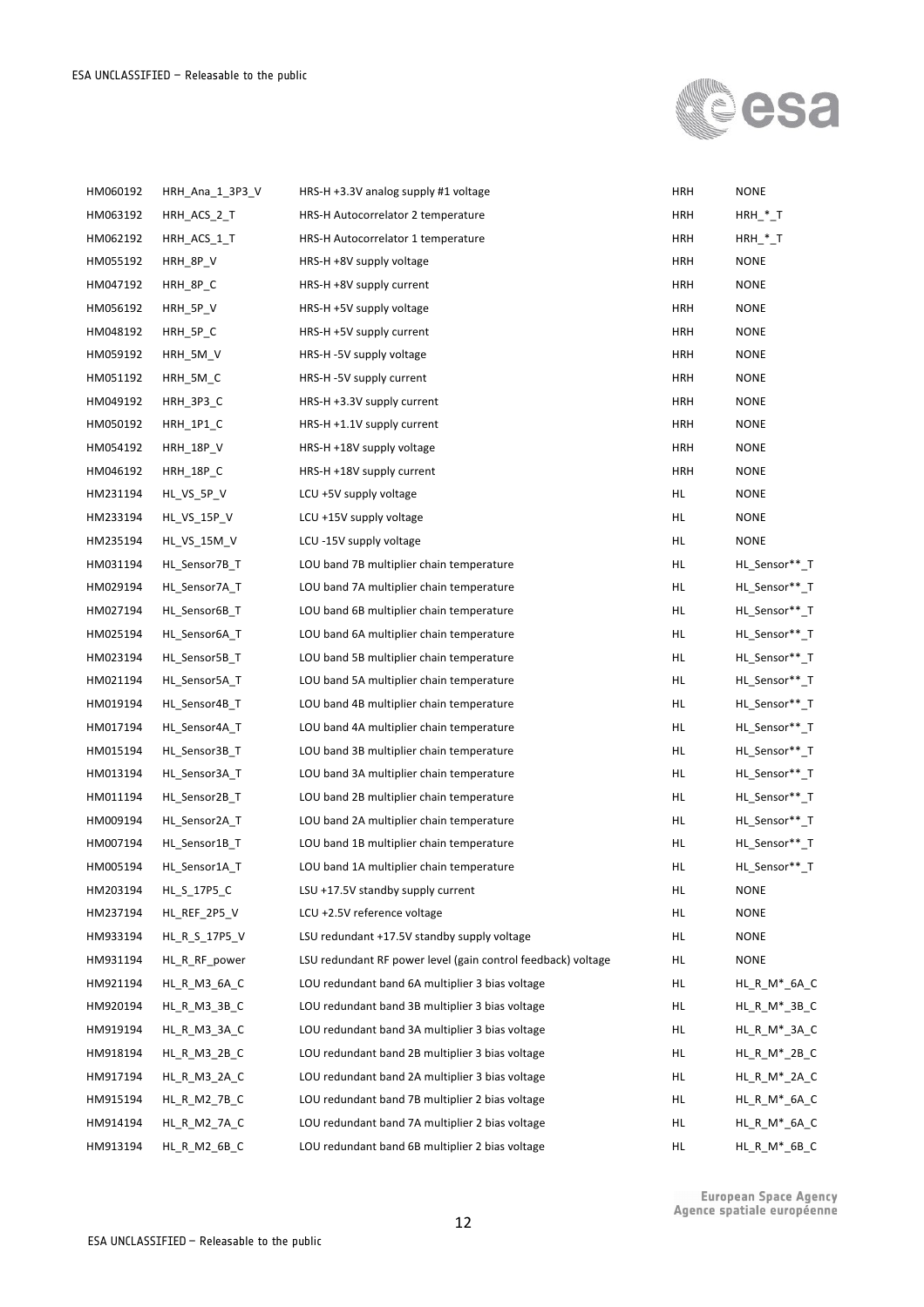| | | | | |
|---|---|---|---|---|
| HM060192 | HRH_Ana_1_3P3_V | HRS-H +3.3V analog supply #1 voltage | HRH | NONE |
| HM063192 | HRH_ACS_2_T | HRS-H Autocorrelator 2 temperature | HRH | HRH_*_T |
| HM062192 | HRH_ACS_1_T | HRS-H Autocorrelator 1 temperature | HRH | HRH_*_T |
| HM055192 | HRH_8P_V | HRS-H +8V supply voltage | HRH | NONE |
| HM047192 | HRH_8P_C | HRS-H +8V supply current | HRH | NONE |
| HM056192 | HRH_5P_V | HRS-H +5V supply voltage | HRH | NONE |
| HM048192 | HRH_5P_C | HRS-H +5V supply current | HRH | NONE |
| HM059192 | HRH_5M_V | HRS-H -5V supply voltage | HRH | NONE |
| HM051192 | HRH_5M_C | HRS-H -5V supply current | HRH | NONE |
| HM049192 | HRH_3P3_C | HRS-H +3.3V supply current | HRH | NONE |
| HM050192 | HRH_1P1_C | HRS-H +1.1V supply current | HRH | NONE |
| HM054192 | HRH_18P_V | HRS-H +18V supply voltage | HRH | NONE |
| HM046192 | HRH_18P_C | HRS-H +18V supply current | HRH | NONE |
| HM231194 | HL_VS_5P_V | LCU +5V supply voltage | HL | NONE |
| HM233194 | HL_VS_15P_V | LCU +15V supply voltage | HL | NONE |
| HM235194 | HL_VS_15M_V | LCU -15V supply voltage | HL | NONE |
| HM031194 | HL_Sensor7B_T | LOU band 7B multiplier chain temperature | HL | HL_Sensor**_T |
| HM029194 | HL_Sensor7A_T | LOU band 7A multiplier chain temperature | HL | HL_Sensor**_T |
| HM027194 | HL_Sensor6B_T | LOU band 6B multiplier chain temperature | HL | HL_Sensor**_T |
| HM025194 | HL_Sensor6A_T | LOU band 6A multiplier chain temperature | HL | HL_Sensor**_T |
| HM023194 | HL_Sensor5B_T | LOU band 5B multiplier chain temperature | HL | HL_Sensor**_T |
| HM021194 | HL_Sensor5A_T | LOU band 5A multiplier chain temperature | HL | HL_Sensor**_T |
| HM019194 | HL_Sensor4B_T | LOU band 4B multiplier chain temperature | HL | HL_Sensor**_T |
| HM017194 | HL_Sensor4A_T | LOU band 4A multiplier chain temperature | HL | HL_Sensor**_T |
| HM015194 | HL_Sensor3B_T | LOU band 3B multiplier chain temperature | HL | HL_Sensor**_T |
| HM013194 | HL_Sensor3A_T | LOU band 3A multiplier chain temperature | HL | HL_Sensor**_T |
| HM011194 | HL_Sensor2B_T | LOU band 2B multiplier chain temperature | HL | HL_Sensor**_T |
| HM009194 | HL_Sensor2A_T | LOU band 2A multiplier chain temperature | HL | HL_Sensor**_T |
| HM007194 | HL_Sensor1B_T | LOU band 1B multiplier chain temperature | HL | HL_Sensor**_T |
| HM005194 | HL_Sensor1A_T | LOU band 1A multiplier chain temperature | HL | HL_Sensor**_T |
| HM203194 | HL_S_17P5_C | LSU +17.5V standby supply current | HL | NONE |
| HM237194 | HL_REF_2P5_V | LCU +2.5V reference voltage | HL | NONE |
| HM933194 | HL_R_S_17P5_V | LSU redundant +17.5V standby supply voltage | HL | NONE |
| HM931194 | HL_R_RF_power | LSU redundant RF power level (gain control feedback) voltage | HL | NONE |
| HM921194 | HL_R_M3_6A_C | LOU redundant band 6A multiplier 3 bias voltage | HL | HL_R_M*_6A_C |
| HM920194 | HL_R_M3_3B_C | LOU redundant band 3B multiplier 3 bias voltage | HL | HL_R_M*_3B_C |
| HM919194 | HL_R_M3_3A_C | LOU redundant band 3A multiplier 3 bias voltage | HL | HL_R_M*_3A_C |
| HM918194 | HL_R_M3_2B_C | LOU redundant band 2B multiplier 3 bias voltage | HL | HL_R_M*_2B_C |
| HM917194 | HL_R_M3_2A_C | LOU redundant band 2A multiplier 3 bias voltage | HL | HL_R_M*_2A_C |
| HM915194 | HL_R_M2_7B_C | LOU redundant band 7B multiplier 2 bias voltage | HL | HL_R_M*_6A_C |
| HM914194 | HL_R_M2_7A_C | LOU redundant band 7A multiplier 2 bias voltage | HL | HL_R_M*_6A_C |
| HM913194 | HL_R_M2_6B_C | LOU redundant band 6B multiplier 2 bias voltage | HL | HL_R_M*_6B_C |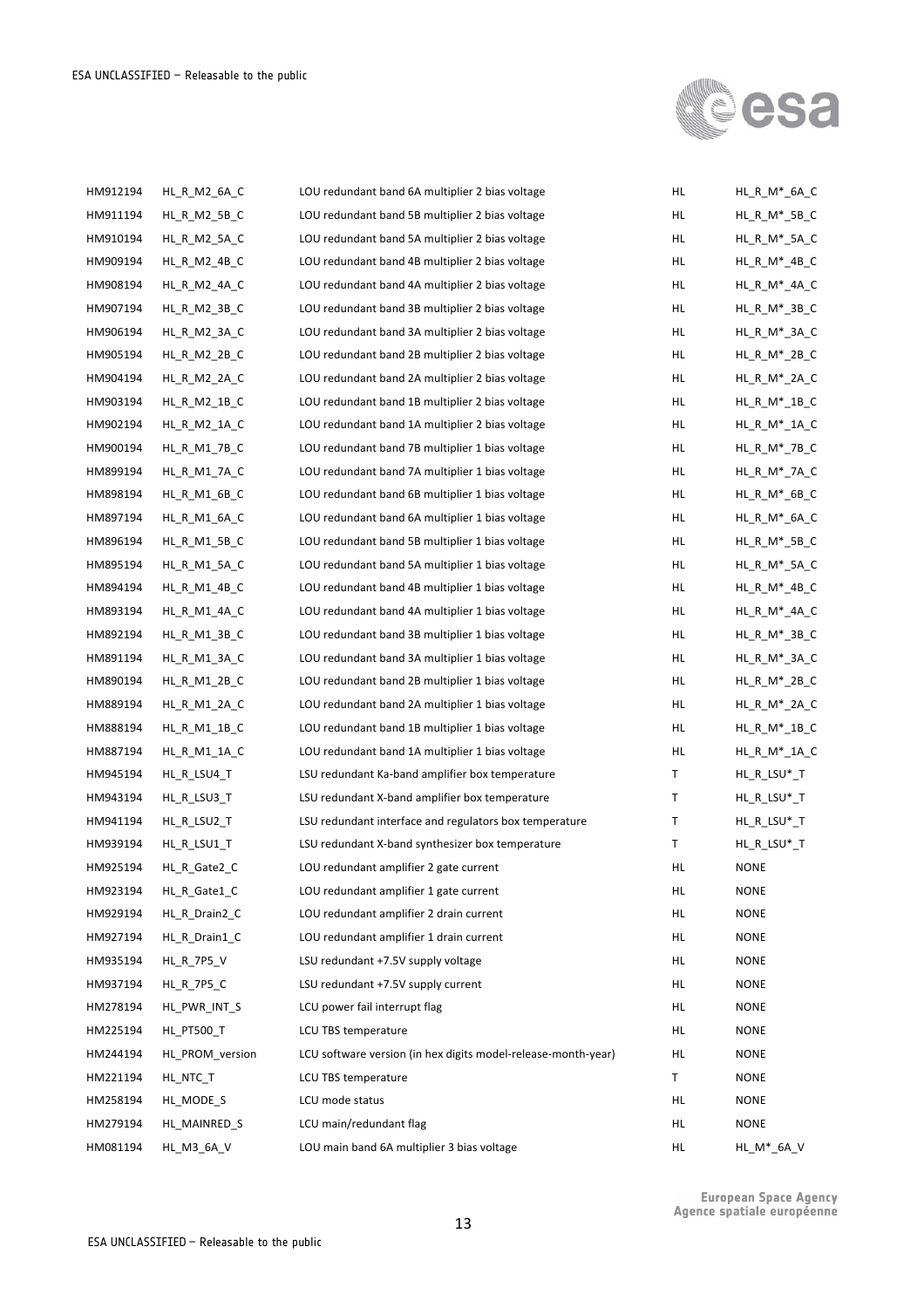| | | | | |
|---|---|---|---|---|
| HM912194 | HL_R_M2_6A_C | LOU redundant band 6A multiplier 2 bias voltage | HL | HL_R_M*_6A_C |
| HM911194 | HL_R_M2_5B_C | LOU redundant band 5B multiplier 2 bias voltage | HL | HL_R_M*_5B_C |
| HM910194 | HL_R_M2_5A_C | LOU redundant band 5A multiplier 2 bias voltage | HL | HL_R_M*_5A_C |
| HM909194 | HL_R_M2_4B_C | LOU redundant band 4B multiplier 2 bias voltage | HL | HL_R_M*_4B_C |
| HM908194 | HL_R_M2_4A_C | LOU redundant band 4A multiplier 2 bias voltage | HL | HL_R_M*_4A_C |
| HM907194 | HL_R_M2_3B_C | LOU redundant band 3B multiplier 2 bias voltage | HL | HL_R_M*_3B_C |
| HM906194 | HL_R_M2_3A_C | LOU redundant band 3A multiplier 2 bias voltage | HL | HL_R_M*_3A_C |
| HM905194 | HL_R_M2_2B_C | LOU redundant band 2B multiplier 2 bias voltage | HL | HL_R_M*_2B_C |
| HM904194 | HL_R_M2_2A_C | LOU redundant band 2A multiplier 2 bias voltage | HL | HL_R_M*_2A_C |
| HM903194 | HL_R_M2_1B_C | LOU redundant band 1B multiplier 2 bias voltage | HL | HL_R_M*_1B_C |
| HM902194 | HL_R_M2_1A_C | LOU redundant band 1A multiplier 2 bias voltage | HL | HL_R_M*_1A_C |
| HM900194 | HL_R_M1_7B_C | LOU redundant band 7B multiplier 1 bias voltage | HL | HL_R_M*_7B_C |
| HM899194 | HL_R_M1_7A_C | LOU redundant band 7A multiplier 1 bias voltage | HL | HL_R_M*_7A_C |
| HM898194 | HL_R_M1_6B_C | LOU redundant band 6B multiplier 1 bias voltage | HL | HL_R_M*_6B_C |
| HM897194 | HL_R_M1_6A_C | LOU redundant band 6A multiplier 1 bias voltage | HL | HL_R_M*_6A_C |
| HM896194 | HL_R_M1_5B_C | LOU redundant band 5B multiplier 1 bias voltage | HL | HL_R_M*_5B_C |
| HM895194 | HL_R_M1_5A_C | LOU redundant band 5A multiplier 1 bias voltage | HL | HL_R_M*_5A_C |
| HM894194 | HL_R_M1_4B_C | LOU redundant band 4B multiplier 1 bias voltage | HL | HL_R_M*_4B_C |
| HM893194 | HL_R_M1_4A_C | LOU redundant band 4A multiplier 1 bias voltage | HL | HL_R_M*_4A_C |
| HM892194 | HL_R_M1_3B_C | LOU redundant band 3B multiplier 1 bias voltage | HL | HL_R_M*_3B_C |
| HM891194 | HL_R_M1_3A_C | LOU redundant band 3A multiplier 1 bias voltage | HL | HL_R_M*_3A_C |
| HM890194 | HL_R_M1_2B_C | LOU redundant band 2B multiplier 1 bias voltage | HL | HL_R_M*_2B_C |
| HM889194 | HL_R_M1_2A_C | LOU redundant band 2A multiplier 1 bias voltage | HL | HL_R_M*_2A_C |
| HM888194 | HL_R_M1_1B_C | LOU redundant band 1B multiplier 1 bias voltage | HL | HL_R_M*_1B_C |
| HM887194 | HL_R_M1_1A_C | LOU redundant band 1A multiplier 1 bias voltage | HL | HL_R_M*_1A_C |
| HM945194 | HL_R_LSU4_T | LSU redundant Ka-band amplifier box temperature | T | HL_R_LSU*_T |
| HM943194 | HL_R_LSU3_T | LSU redundant X-band amplifier box temperature | T | HL_R_LSU*_T |
| HM941194 | HL_R_LSU2_T | LSU redundant interface and regulators box temperature | T | HL_R_LSU*_T |
| HM939194 | HL_R_LSU1_T | LSU redundant X-band synthesizer box temperature | T | HL_R_LSU*_T |
| HM925194 | HL_R_Gate2_C | LOU redundant amplifier 2 gate current | HL | NONE |
| HM923194 | HL_R_Gate1_C | LOU redundant amplifier 1 gate current | HL | NONE |
| HM929194 | HL_R_Drain2_C | LOU redundant amplifier 2 drain current | HL | NONE |
| HM927194 | HL_R_Drain1_C | LOU redundant amplifier 1 drain current | HL | NONE |
| HM935194 | HL_R_7P5_V | LSU redundant +7.5V supply voltage | HL | NONE |
| HM937194 | HL_R_7P5_C | LSU redundant +7.5V supply current | HL | NONE |
| HM278194 | HL_PWR_INT_S | LCU power fail interrupt flag | HL | NONE |
| HM225194 | HL_PT500_T | LCU TBS temperature | HL | NONE |
| HM244194 | HL_PROM_version | LCU software version (in hex digits model-release-month-year) | HL | NONE |
| HM221194 | HL_NTC_T | LCU TBS temperature | T | NONE |
| HM258194 | HL_MODE_S | LCU mode status | HL | NONE |
| HM279194 | HL_MAINRED_S | LCU main/redundant flag | HL | NONE |
| HM081194 | HL_M3_6A_V | LOU main band 6A multiplier 3 bias voltage | HL | HL_M*_6A_V |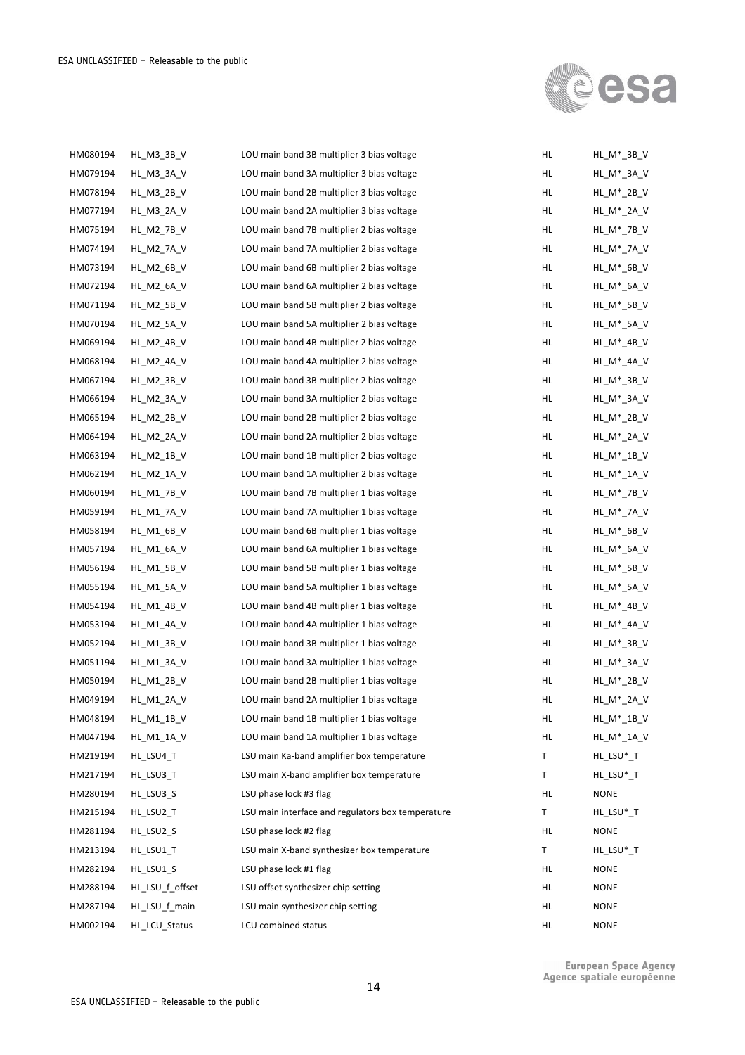| | | | | |
|---|---|---|---|---|
| HM080194 | HL_M3_3B_V | LOU main band 3B multiplier 3 bias voltage | HL | HL_M*_3B_V |
| HM079194 | HL_M3_3A_V | LOU main band 3A multiplier 3 bias voltage | HL | HL_M*_3A_V |
| HM078194 | HL_M3_2B_V | LOU main band 2B multiplier 3 bias voltage | HL | HL_M*_2B_V |
| HM077194 | HL_M3_2A_V | LOU main band 2A multiplier 3 bias voltage | HL | HL_M*_2A_V |
| HM075194 | HL_M2_7B_V | LOU main band 7B multiplier 2 bias voltage | HL | HL_M*_7B_V |
| HM074194 | HL_M2_7A_V | LOU main band 7A multiplier 2 bias voltage | HL | HL_M*_7A_V |
| HM073194 | HL_M2_6B_V | LOU main band 6B multiplier 2 bias voltage | HL | HL_M*_6B_V |
| HM072194 | HL_M2_6A_V | LOU main band 6A multiplier 2 bias voltage | HL | HL_M*_6A_V |
| HM071194 | HL_M2_5B_V | LOU main band 5B multiplier 2 bias voltage | HL | HL_M*_5B_V |
| HM070194 | HL_M2_5A_V | LOU main band 5A multiplier 2 bias voltage | HL | HL_M*_5A_V |
| HM069194 | HL_M2_4B_V | LOU main band 4B multiplier 2 bias voltage | HL | HL_M*_4B_V |
| HM068194 | HL_M2_4A_V | LOU main band 4A multiplier 2 bias voltage | HL | HL_M*_4A_V |
| HM067194 | HL_M2_3B_V | LOU main band 3B multiplier 2 bias voltage | HL | HL_M*_3B_V |
| HM066194 | HL_M2_3A_V | LOU main band 3A multiplier 2 bias voltage | HL | HL_M*_3A_V |
| HM065194 | HL_M2_2B_V | LOU main band 2B multiplier 2 bias voltage | HL | HL_M*_2B_V |
| HM064194 | HL_M2_2A_V | LOU main band 2A multiplier 2 bias voltage | HL | HL_M*_2A_V |
| HM063194 | HL_M2_1B_V | LOU main band 1B multiplier 2 bias voltage | HL | HL_M*_1B_V |
| HM062194 | HL_M2_1A_V | LOU main band 1A multiplier 2 bias voltage | HL | HL_M*_1A_V |
| HM060194 | HL_M1_7B_V | LOU main band 7B multiplier 1 bias voltage | HL | HL_M*_7B_V |
| HM059194 | HL_M1_7A_V | LOU main band 7A multiplier 1 bias voltage | HL | HL_M*_7A_V |
| HM058194 | HL_M1_6B_V | LOU main band 6B multiplier 1 bias voltage | HL | HL_M*_6B_V |
| HM057194 | HL_M1_6A_V | LOU main band 6A multiplier 1 bias voltage | HL | HL_M*_6A_V |
| HM056194 | HL_M1_5B_V | LOU main band 5B multiplier 1 bias voltage | HL | HL_M*_5B_V |
| HM055194 | HL_M1_5A_V | LOU main band 5A multiplier 1 bias voltage | HL | HL_M*_5A_V |
| HM054194 | HL_M1_4B_V | LOU main band 4B multiplier 1 bias voltage | HL | HL_M*_4B_V |
| HM053194 | HL_M1_4A_V | LOU main band 4A multiplier 1 bias voltage | HL | HL_M*_4A_V |
| HM052194 | HL_M1_3B_V | LOU main band 3B multiplier 1 bias voltage | HL | HL_M*_3B_V |
| HM051194 | HL_M1_3A_V | LOU main band 3A multiplier 1 bias voltage | HL | HL_M*_3A_V |
| HM050194 | HL_M1_2B_V | LOU main band 2B multiplier 1 bias voltage | HL | HL_M*_2B_V |
| HM049194 | HL_M1_2A_V | LOU main band 2A multiplier 1 bias voltage | HL | HL_M*_2A_V |
| HM048194 | HL_M1_1B_V | LOU main band 1B multiplier 1 bias voltage | HL | HL_M*_1B_V |
| HM047194 | HL_M1_1A_V | LOU main band 1A multiplier 1 bias voltage | HL | HL_M*_1A_V |
| HM219194 | HL_LSU4_T | LSU main Ka-band amplifier box temperature | T | HL_LSU*_T |
| HM217194 | HL_LSU3_T | LSU main X-band amplifier box temperature | T | HL_LSU*_T |
| HM280194 | HL_LSU3_S | LSU phase lock #3 flag | HL | NONE |
| HM215194 | HL_LSU2_T | LSU main interface and regulators box temperature | T | HL_LSU*_T |
| HM281194 | HL_LSU2_S | LSU phase lock #2 flag | HL | NONE |
| HM213194 | HL_LSU1_T | LSU main X-band synthesizer box temperature | T | HL_LSU*_T |
| HM282194 | HL_LSU1_S | LSU phase lock #1 flag | HL | NONE |
| HM288194 | HL_LSU_f_offset | LSU offset synthesizer chip setting | HL | NONE |
| HM287194 | HL_LSU_f_main | LSU main synthesizer chip setting | HL | NONE |
| HM002194 | HL_LCU_Status | LCU combined status | HL | NONE |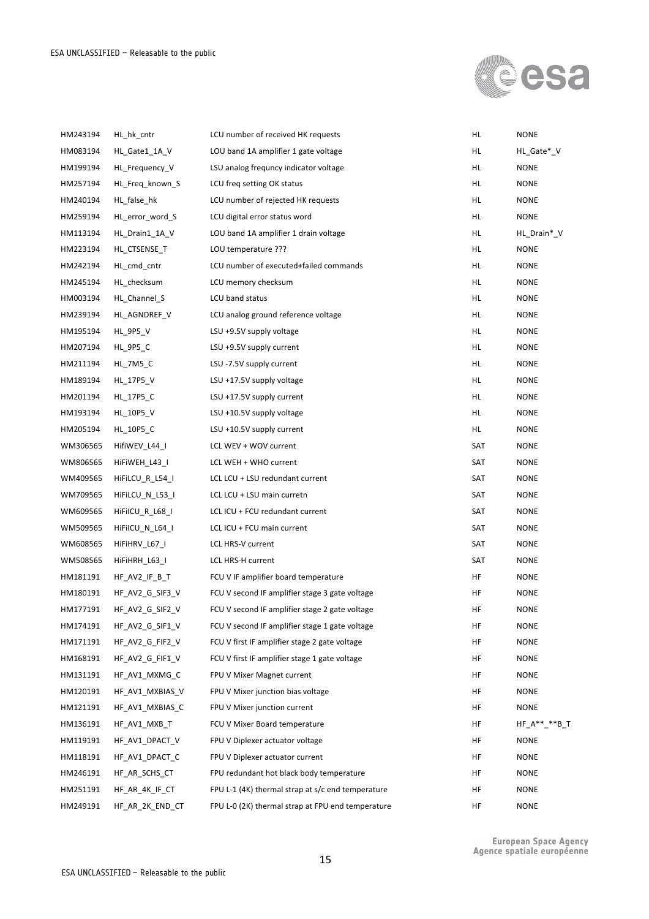| | | | | |
|---|---|---|---|---|
| HM243194 | HL_hk_cntr | LCU number of received HK requests | HL | NONE |
| HM083194 | HL_Gate1_1A_V | LOU band 1A amplifier 1 gate voltage | HL | HL_Gate*_V |
| HM199194 | HL_Frequency_V | LSU analog frequncy indicator voltage | HL | NONE |
| HM257194 | HL_Freq_known_S | LCU freq setting OK status | HL | NONE |
| HM240194 | HL_false_hk | LCU number of rejected HK requests | HL | NONE |
| HM259194 | HL_error_word_S | LCU digital error status word | HL | NONE |
| HM113194 | HL_Drain1_1A_V | LOU band 1A amplifier 1 drain voltage | HL | HL_Drain*_V |
| HM223194 | HL_CTSENSE_T | LOU temperature ??? | HL | NONE |
| HM242194 | HL_cmd_cntr | LCU number of executed+failed commands | HL | NONE |
| HM245194 | HL_checksum | LCU memory checksum | HL | NONE |
| HM003194 | HL_Channel_S | LCU band status | HL | NONE |
| HM239194 | HL_AGNDREF_V | LCU analog ground reference voltage | HL | NONE |
| HM195194 | HL_9P5_V | LSU +9.5V supply voltage | HL | NONE |
| HM207194 | HL_9P5_C | LSU +9.5V supply current | HL | NONE |
| HM211194 | HL_7M5_C | LSU -7.5V supply current | HL | NONE |
| HM189194 | HL_17P5_V | LSU +17.5V supply voltage | HL | NONE |
| HM201194 | HL_17P5_C | LSU +17.5V supply current | HL | NONE |
| HM193194 | HL_10P5_V | LSU +10.5V supply voltage | HL | NONE |
| HM205194 | HL_10P5_C | LSU +10.5V supply current | HL | NONE |
| WM306565 | HifiWEV_L44_I | LCL WEV + WOV current | SAT | NONE |
| WM806565 | HiFiWEH_L43_I | LCL WEH + WHO current | SAT | NONE |
| WM409565 | HiFiLCU_R_L54_I | LCL LCU + LSU redundant current | SAT | NONE |
| WM709565 | HiFiLCU_N_L53_I | LCL LCU + LSU main curretn | SAT | NONE |
| WM609565 | HiFiICU_R_L68_I | LCL ICU + FCU redundant current | SAT | NONE |
| WM509565 | HiFiICU_N_L64_I | LCL ICU + FCU main current | SAT | NONE |
| WM608565 | HiFiHRV_L67_I | LCL HRS-V current | SAT | NONE |
| WM508565 | HiFiHRH_L63_I | LCL HRS-H current | SAT | NONE |
| HM181191 | HF_AV2_IF_B_T | FCU V IF amplifier board temperature | HF | NONE |
| HM180191 | HF_AV2_G_SIF3_V | FCU V second IF amplifier stage 3 gate voltage | HF | NONE |
| HM177191 | HF_AV2_G_SIF2_V | FCU V second IF amplifier stage 2 gate voltage | HF | NONE |
| HM174191 | HF_AV2_G_SIF1_V | FCU V second IF amplifier stage 1 gate voltage | HF | NONE |
| HM171191 | HF_AV2_G_FIF2_V | FCU V first IF amplifier stage 2 gate voltage | HF | NONE |
| HM168191 | HF_AV2_G_FIF1_V | FCU V first IF amplifier stage 1 gate voltage | HF | NONE |
| HM131191 | HF_AV1_MXMG_C | FPU V Mixer Magnet current | HF | NONE |
| HM120191 | HF_AV1_MXBIAS_V | FPU V Mixer junction bias voltage | HF | NONE |
| HM121191 | HF_AV1_MXBIAS_C | FPU V Mixer junction current | HF | NONE |
| HM136191 | HF_AV1_MXB_T | FCU V Mixer Board temperature | HF | HF_A**_**B_T |
| HM119191 | HF_AV1_DPACT_V | FPU V Diplexer actuator voltage | HF | NONE |
| HM118191 | HF_AV1_DPACT_C | FPU V Diplexer actuator current | HF | NONE |
| HM246191 | HF_AR_SCHS_CT | FPU redundant hot black body temperature | HF | NONE |
| HM251191 | HF_AR_4K_IF_CT | FPU L-1 (4K) thermal strap at s/c end temperature | HF | NONE |
| HM249191 | HF_AR_2K_END_CT | FPU L-0 (2K) thermal strap at FPU end temperature | HF | NONE |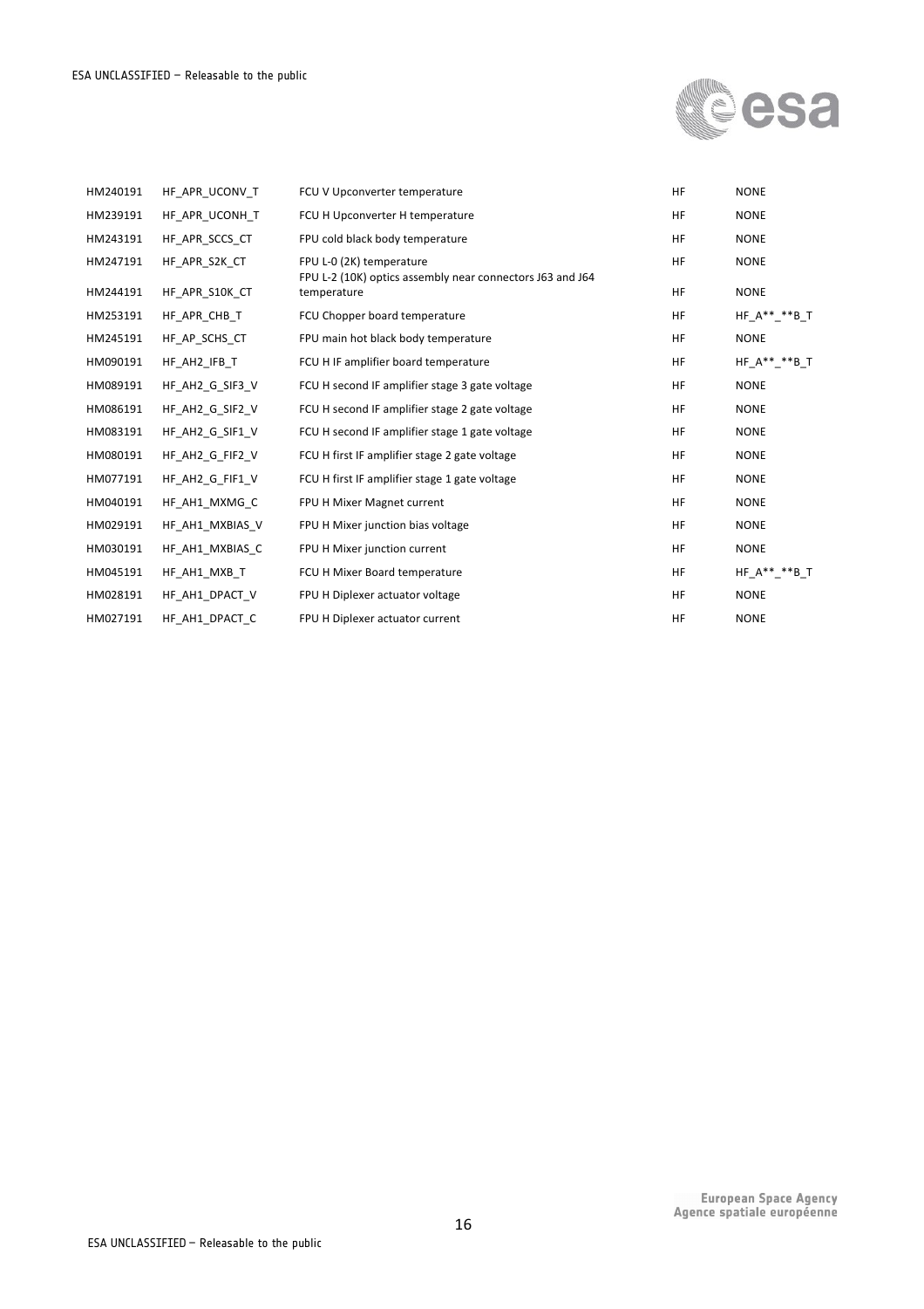| | | | | |
|---|---|---|---|---|
| HM240191 | HF_APR_UCONV_T | FCU V Upconverter temperature | HF | NONE |
| HM239191 | HF_APR_UCONH_T | FCU H Upconverter H temperature | HF | NONE |
| HM243191 | HF_APR_SCCS_CT | FPU cold black body temperature | HF | NONE |
| HM247191 | HF_APR_S2K_CT | FPU L-0 (2K) temperature | HF | NONE |
| HM244191 | HF_APR_S10K_CT | FPU L-2 (10K) optics assembly near connectors J63 and J64 temperature | HF | NONE |
| HM253191 | HF_APR_CHB_T | FCU Chopper board temperature | HF | HF_A**_**B_T |
| HM245191 | HF_AP_SCHS_CT | FPU main hot black body temperature | HF | NONE |
| HM090191 | HF_AH2_IFB_T | FCU H IF amplifier board temperature | HF | HF_A**_**B_T |
| HM089191 | HF_AH2_G_SIF3_V | FCU H second IF amplifier stage 3 gate voltage | HF | NONE |
| HM086191 | HF_AH2_G_SIF2_V | FCU H second IF amplifier stage 2 gate voltage | HF | NONE |
| HM083191 | HF_AH2_G_SIF1_V | FCU H second IF amplifier stage 1 gate voltage | HF | NONE |
| HM080191 | HF_AH2_G_FIF2_V | FCU H first IF amplifier stage 2 gate voltage | HF | NONE |
| HM077191 | HF_AH2_G_FIF1_V | FCU H first IF amplifier stage 1 gate voltage | HF | NONE |
| HM040191 | HF_AH1_MXMG_C | FPU H Mixer Magnet current | HF | NONE |
| HM029191 | HF_AH1_MXBIAS_V | FPU H Mixer junction bias voltage | HF | NONE |
| HM030191 | HF_AH1_MXBIAS_C | FPU H Mixer junction current | HF | NONE |
| HM045191 | HF_AH1_MXB_T | FCU H Mixer Board temperature | HF | HF_A**_**B_T |
| HM028191 | HF_AH1_DPACT_V | FPU H Diplexer actuator voltage | HF | NONE |
| HM027191 | HF_AH1_DPACT_C | FPU H Diplexer actuator current | HF | NONE |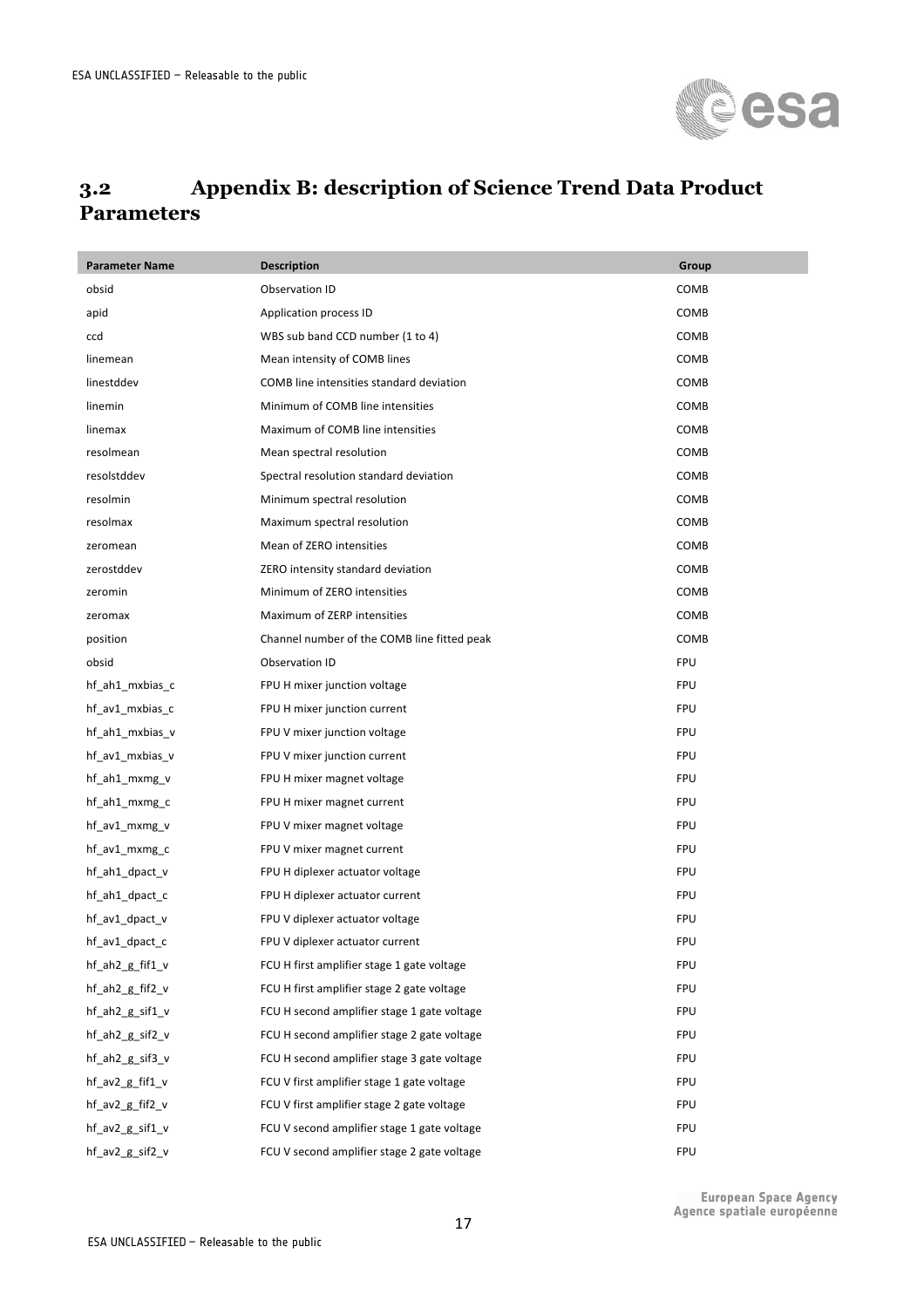## 3.2 Appendix B: description of Science Trend Data Product Parameters

| Parameter Name | Description | Group |
|---|---|---|
| obsid | Observation ID | COMB |
| apid | Application process ID | COMB |
| ccd | WBS sub band CCD number (1 to 4) | COMB |
| linemean | Mean intensity of COMB lines | COMB |
| linestddev | COMB line intensities standard deviation | COMB |
| linemin | Minimum of COMB line intensities | COMB |
| linemax | Maximum of COMB line intensities | COMB |
| resolmean | Mean spectral resolution | COMB |
| resolstddev | Spectral resolution standard deviation | COMB |
| resolmin | Minimum spectral resolution | COMB |
| resolmax | Maximum spectral resolution | COMB |
| zeromean | Mean of ZERO intensities | COMB |
| zerostddev | ZERO intensity standard deviation | COMB |
| zeromin | Minimum of ZERO intensities | COMB |
| zeromax | Maximum of ZERP intensities | COMB |
| position | Channel number of the COMB line fitted peak | COMB |
| obsid | Observation ID | FPU |
| hf_ah1_mxbias_c | FPU H mixer junction voltage | FPU |
| hf_av1_mxbias_c | FPU H mixer junction current | FPU |
| hf_ah1_mxbias_v | FPU V mixer junction voltage | FPU |
| hf_av1_mxbias_v | FPU V mixer junction current | FPU |
| hf_ah1_mxmg_v | FPU H mixer magnet voltage | FPU |
| hf_ah1_mxmg_c | FPU H mixer magnet current | FPU |
| hf_av1_mxmg_v | FPU V mixer magnet voltage | FPU |
| hf_av1_mxmg_c | FPU V mixer magnet current | FPU |
| hf_ah1_dpact_v | FPU H diplexer actuator voltage | FPU |
| hf_ah1_dpact_c | FPU H diplexer actuator current | FPU |
| hf_av1_dpact_v | FPU V diplexer actuator voltage | FPU |
| hf_av1_dpact_c | FPU V diplexer actuator current | FPU |
| hf_ah2_g_fif1_v | FCU H first amplifier stage 1 gate voltage | FPU |
| hf_ah2_g_fif2_v | FCU H first amplifier stage 2 gate voltage | FPU |
| hf_ah2_g_sif1_v | FCU H second amplifier stage 1 gate voltage | FPU |
| hf_ah2_g_sif2_v | FCU H second amplifier stage 2 gate voltage | FPU |
| hf_ah2_g_sif3_v | FCU H second amplifier stage 3 gate voltage | FPU |
| hf_av2_g_fif1_v | FCU V first amplifier stage 1 gate voltage | FPU |
| hf_av2_g_fif2_v | FCU V first amplifier stage 2 gate voltage | FPU |
| hf_av2_g_sif1_v | FCU V second amplifier stage 1 gate voltage | FPU |
| hf_av2_g_sif2_v | FCU V second amplifier stage 2 gate voltage | FPU |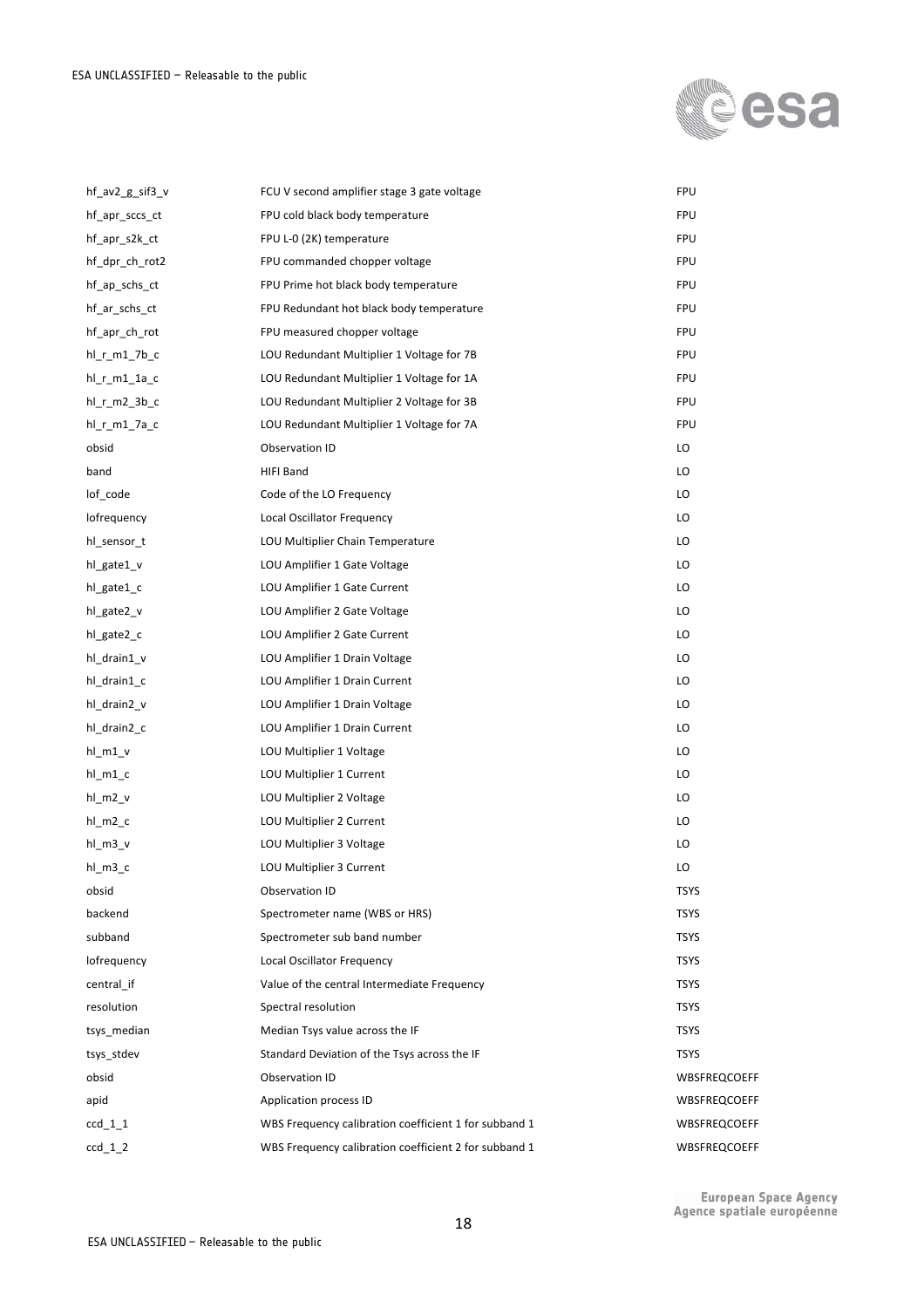| | | |
|---|---|---|
| hf_av2_g_sif3_v | FCU V second amplifier stage 3 gate voltage | FPU |
| hf_apr_sccs_ct | FPU cold black body temperature | FPU |
| hf_apr_s2k_ct | FPU L-0 (2K) temperature | FPU |
| hf_dpr_ch_rot2 | FPU commanded chopper voltage | FPU |
| hf_ap_schs_ct | FPU Prime hot black body temperature | FPU |
| hf_ar_schs_ct | FPU Redundant hot black body temperature | FPU |
| hf_apr_ch_rot | FPU measured chopper voltage | FPU |
| hl_r_m1_7b_c | LOU Redundant Multiplier 1 Voltage for 7B | FPU |
| hl_r_m1_1a_c | LOU Redundant Multiplier 1 Voltage for 1A | FPU |
| hl_r_m2_3b_c | LOU Redundant Multiplier 2 Voltage for 3B | FPU |
| hl_r_m1_7a_c | LOU Redundant Multiplier 1 Voltage for 7A | FPU |
| obsid | Observation ID | LO |
| band | HIFI Band | LO |
| lof_code | Code of the LO Frequency | LO |
| lofrequency | Local Oscillator Frequency | LO |
| hl_sensor_t | LOU Multiplier Chain Temperature | LO |
| hl_gate1_v | LOU Amplifier 1 Gate Voltage | LO |
| hl_gate1_c | LOU Amplifier 1 Gate Current | LO |
| hl_gate2_v | LOU Amplifier 2 Gate Voltage | LO |
| hl_gate2_c | LOU Amplifier 2 Gate Current | LO |
| hl_drain1_v | LOU Amplifier 1 Drain Voltage | LO |
| hl_drain1_c | LOU Amplifier 1 Drain Current | LO |
| hl_drain2_v | LOU Amplifier 1 Drain Voltage | LO |
| hl_drain2_c | LOU Amplifier 1 Drain Current | LO |
| hl_m1_v | LOU Multiplier 1 Voltage | LO |
| hl_m1_c | LOU Multiplier 1 Current | LO |
| hl_m2_v | LOU Multiplier 2 Voltage | LO |
| hl_m2_c | LOU Multiplier 2 Current | LO |
| hl_m3_v | LOU Multiplier 3 Voltage | LO |
| hl_m3_c | LOU Multiplier 3 Current | LO |
| obsid | Observation ID | TSYS |
| backend | Spectrometer name (WBS or HRS) | TSYS |
| subband | Spectrometer sub band number | TSYS |
| lofrequency | Local Oscillator Frequency | TSYS |
| central_if | Value of the central Intermediate Frequency | TSYS |
| resolution | Spectral resolution | TSYS |
| tsys_median | Median Tsys value across the IF | TSYS |
| tsys_stdev | Standard Deviation of the Tsys across the IF | TSYS |
| obsid | Observation ID | WBSFREQCOEFF |
| apid | Application process ID | WBSFREQCOEFF |
| ccd_1_1 | WBS Frequency calibration coefficient 1 for subband 1 | WBSFREQCOEFF |
| ccd_1_2 | WBS Frequency calibration coefficient 2 for subband 1 | WBSFREQCOEFF |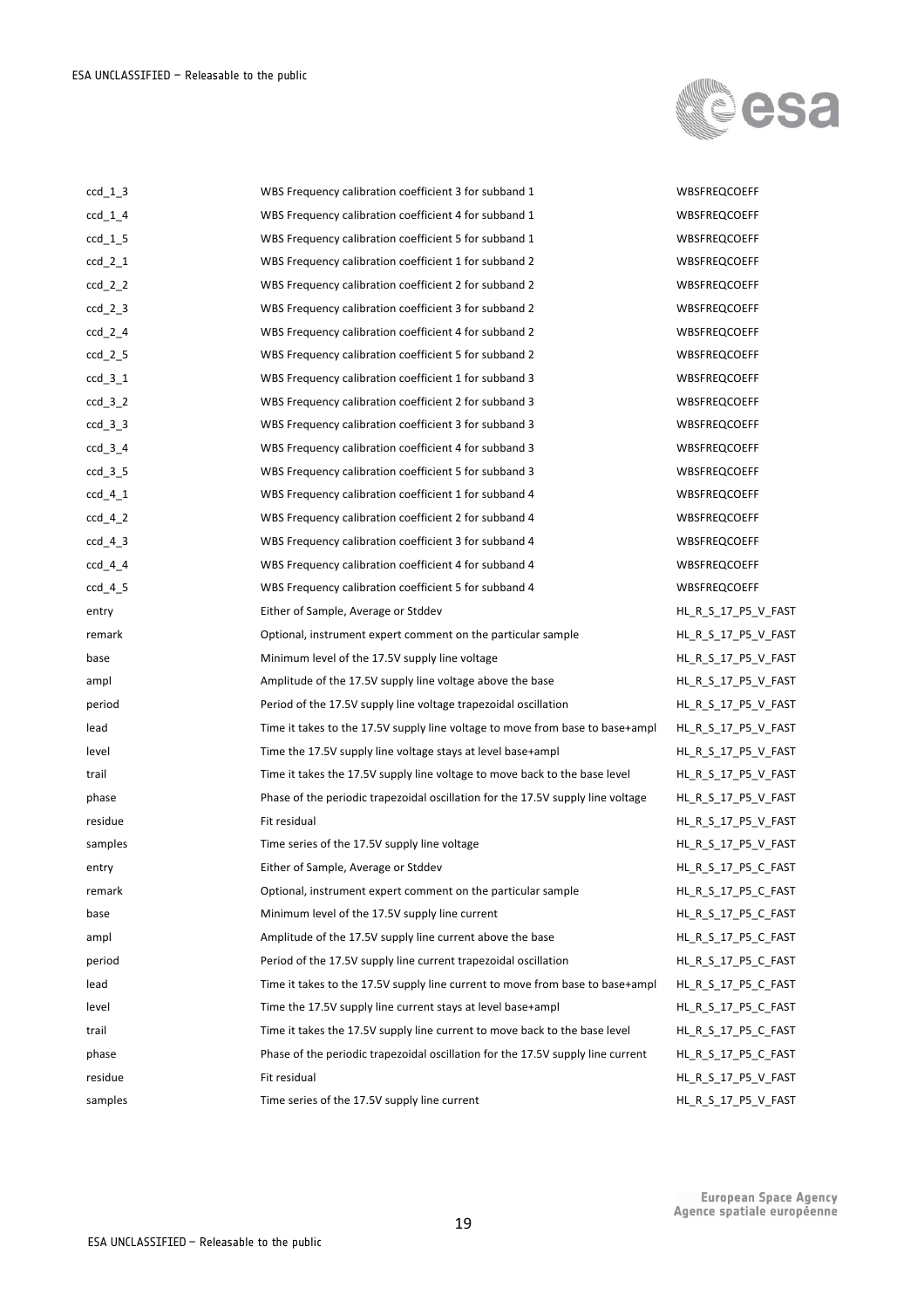| | | |
|---|---|---|
| ccd_1_3 | WBS Frequency calibration coefficient 3 for subband 1 | WBSFREQCOEFF |
| ccd_1_4 | WBS Frequency calibration coefficient 4 for subband 1 | WBSFREQCOEFF |
| ccd_1_5 | WBS Frequency calibration coefficient 5 for subband 1 | WBSFREQCOEFF |
| ccd_2_1 | WBS Frequency calibration coefficient 1 for subband 2 | WBSFREQCOEFF |
| ccd_2_2 | WBS Frequency calibration coefficient 2 for subband 2 | WBSFREQCOEFF |
| ccd_2_3 | WBS Frequency calibration coefficient 3 for subband 2 | WBSFREQCOEFF |
| ccd_2_4 | WBS Frequency calibration coefficient 4 for subband 2 | WBSFREQCOEFF |
| ccd_2_5 | WBS Frequency calibration coefficient 5 for subband 2 | WBSFREQCOEFF |
| ccd_3_1 | WBS Frequency calibration coefficient 1 for subband 3 | WBSFREQCOEFF |
| ccd_3_2 | WBS Frequency calibration coefficient 2 for subband 3 | WBSFREQCOEFF |
| ccd_3_3 | WBS Frequency calibration coefficient 3 for subband 3 | WBSFREQCOEFF |
| ccd_3_4 | WBS Frequency calibration coefficient 4 for subband 3 | WBSFREQCOEFF |
| ccd_3_5 | WBS Frequency calibration coefficient 5 for subband 3 | WBSFREQCOEFF |
| ccd_4_1 | WBS Frequency calibration coefficient 1 for subband 4 | WBSFREQCOEFF |
| ccd_4_2 | WBS Frequency calibration coefficient 2 for subband 4 | WBSFREQCOEFF |
| ccd_4_3 | WBS Frequency calibration coefficient 3 for subband 4 | WBSFREQCOEFF |
| ccd_4_4 | WBS Frequency calibration coefficient 4 for subband 4 | WBSFREQCOEFF |
| ccd_4_5 | WBS Frequency calibration coefficient 5 for subband 4 | WBSFREQCOEFF |
| entry | Either of Sample, Average or Stddev | HL_R_S_17_P5_V_FAST |
| remark | Optional, instrument expert comment on the particular sample | HL_R_S_17_P5_V_FAST |
| base | Minimum level of the 17.5V supply line voltage | HL_R_S_17_P5_V_FAST |
| ampl | Amplitude of the 17.5V supply line voltage above the base | HL_R_S_17_P5_V_FAST |
| period | Period of the 17.5V supply line voltage trapezoidal oscillation | HL_R_S_17_P5_V_FAST |
| lead | Time it takes to the 17.5V supply line voltage to move from base to base+ampl | HL_R_S_17_P5_V_FAST |
| level | Time the 17.5V supply line voltage stays at level base+ampl | HL_R_S_17_P5_V_FAST |
| trail | Time it takes the 17.5V supply line voltage to move back to the base level | HL_R_S_17_P5_V_FAST |
| phase | Phase of the periodic trapezoidal oscillation for the 17.5V supply line voltage | HL_R_S_17_P5_V_FAST |
| residue | Fit residual | HL_R_S_17_P5_V_FAST |
| samples | Time series of the 17.5V supply line voltage | HL_R_S_17_P5_V_FAST |
| entry | Either of Sample, Average or Stddev | HL_R_S_17_P5_C_FAST |
| remark | Optional, instrument expert comment on the particular sample | HL_R_S_17_P5_C_FAST |
| base | Minimum level of the 17.5V supply line current | HL_R_S_17_P5_C_FAST |
| ampl | Amplitude of the 17.5V supply line current above the base | HL_R_S_17_P5_C_FAST |
| period | Period of the 17.5V supply line current trapezoidal oscillation | HL_R_S_17_P5_C_FAST |
| lead | Time it takes to the 17.5V supply line current to move from base to base+ampl | HL_R_S_17_P5_C_FAST |
| level | Time the 17.5V supply line current stays at level base+ampl | HL_R_S_17_P5_C_FAST |
| trail | Time it takes the 17.5V supply line current to move back to the base level | HL_R_S_17_P5_C_FAST |
| phase | Phase of the periodic trapezoidal oscillation for the 17.5V supply line current | HL_R_S_17_P5_C_FAST |
| residue | Fit residual | HL_R_S_17_P5_V_FAST |
| samples | Time series of the 17.5V supply line current | HL_R_S_17_P5_V_FAST |